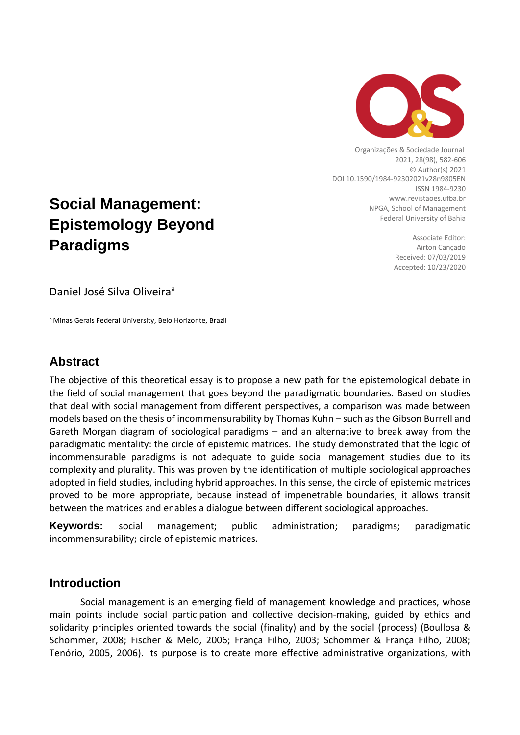Organizações & Sociedade Journal
2021, 28(98), 582-606
© Author(s) 2021
DOI 10.1590/1984-92302021v28n9805EN
ISSN 1984-9230
www.revistaoes.ufba.br
NPGA, School of Management
Federal University of Bahia

Associate Editor:
Airton Cançado
Received: 07/03/2019
Accepted: 10/23/2020

# Social Management: Epistemology Beyond Paradigms

Daniel José Silva Oliveira[a]

[a] Minas Gerais Federal University, Belo Horizonte, Brazil

## Abstract

The objective of this theoretical essay is to propose a new path for the epistemological debate in the field of social management that goes beyond the paradigmatic boundaries. Based on studies that deal with social management from different perspectives, a comparison was made between models based on the thesis of incommensurability by Thomas Kuhn – such as the Gibson Burrell and Gareth Morgan diagram of sociological paradigms – and an alternative to break away from the paradigmatic mentality: the circle of epistemic matrices. The study demonstrated that the logic of incommensurable paradigms is not adequate to guide social management studies due to its complexity and plurality. This was proven by the identification of multiple sociological approaches adopted in field studies, including hybrid approaches. In this sense, the circle of epistemic matrices proved to be more appropriate, because instead of impenetrable boundaries, it allows transit between the matrices and enables a dialogue between different sociological approaches.

**Keywords:** social management; public administration; paradigms; paradigmatic incommensurability; circle of epistemic matrices.

## Introduction

Social management is an emerging field of management knowledge and practices, whose main points include social participation and collective decision-making, guided by ethics and solidarity principles oriented towards the social (finality) and by the social (process) (Boullosa & Schommer, 2008; Fischer & Melo, 2006; França Filho, 2003; Schommer & França Filho, 2008; Tenório, 2005, 2006). Its purpose is to create more effective administrative organizations, with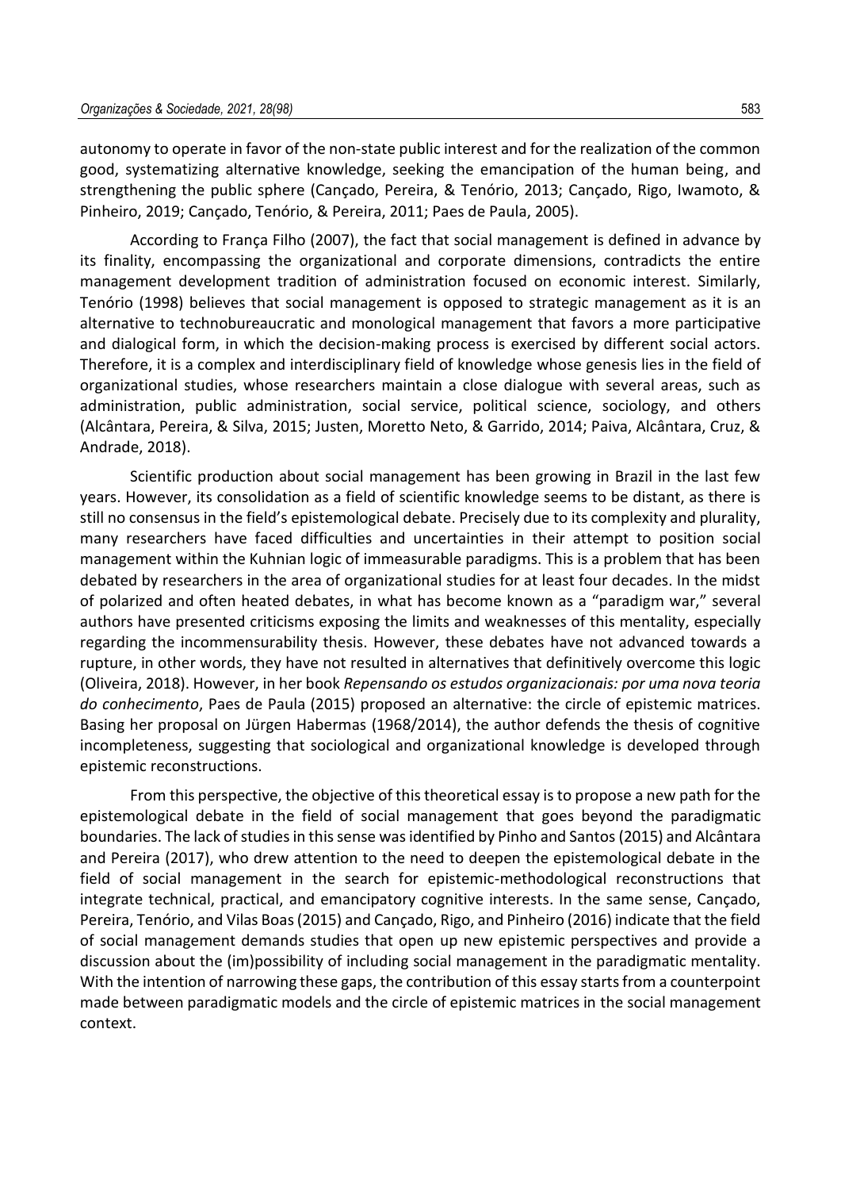autonomy to operate in favor of the non-state public interest and for the realization of the common good, systematizing alternative knowledge, seeking the emancipation of the human being, and strengthening the public sphere (Cançado, Pereira, & Tenório, 2013; Cançado, Rigo, Iwamoto, & Pinheiro, 2019; Cançado, Tenório, & Pereira, 2011; Paes de Paula, 2005).

According to França Filho (2007), the fact that social management is defined in advance by its finality, encompassing the organizational and corporate dimensions, contradicts the entire management development tradition of administration focused on economic interest. Similarly, Tenório (1998) believes that social management is opposed to strategic management as it is an alternative to technobureaucratic and monological management that favors a more participative and dialogical form, in which the decision-making process is exercised by different social actors. Therefore, it is a complex and interdisciplinary field of knowledge whose genesis lies in the field of organizational studies, whose researchers maintain a close dialogue with several areas, such as administration, public administration, social service, political science, sociology, and others (Alcântara, Pereira, & Silva, 2015; Justen, Moretto Neto, & Garrido, 2014; Paiva, Alcântara, Cruz, & Andrade, 2018).

Scientific production about social management has been growing in Brazil in the last few years. However, its consolidation as a field of scientific knowledge seems to be distant, as there is still no consensus in the field's epistemological debate. Precisely due to its complexity and plurality, many researchers have faced difficulties and uncertainties in their attempt to position social management within the Kuhnian logic of immeasurable paradigms. This is a problem that has been debated by researchers in the area of organizational studies for at least four decades. In the midst of polarized and often heated debates, in what has become known as a "paradigm war," several authors have presented criticisms exposing the limits and weaknesses of this mentality, especially regarding the incommensurability thesis. However, these debates have not advanced towards a rupture, in other words, they have not resulted in alternatives that definitively overcome this logic (Oliveira, 2018). However, in her book *Repensando os estudos organizacionais: por uma nova teoria do conhecimento*, Paes de Paula (2015) proposed an alternative: the circle of epistemic matrices. Basing her proposal on Jürgen Habermas (1968/2014), the author defends the thesis of cognitive incompleteness, suggesting that sociological and organizational knowledge is developed through epistemic reconstructions.

From this perspective, the objective of this theoretical essay is to propose a new path for the epistemological debate in the field of social management that goes beyond the paradigmatic boundaries. The lack of studies in this sense was identified by Pinho and Santos (2015) and Alcântara and Pereira (2017), who drew attention to the need to deepen the epistemological debate in the field of social management in the search for epistemic-methodological reconstructions that integrate technical, practical, and emancipatory cognitive interests. In the same sense, Cançado, Pereira, Tenório, and Vilas Boas (2015) and Cançado, Rigo, and Pinheiro (2016) indicate that the field of social management demands studies that open up new epistemic perspectives and provide a discussion about the (im)possibility of including social management in the paradigmatic mentality. With the intention of narrowing these gaps, the contribution of this essay starts from a counterpoint made between paradigmatic models and the circle of epistemic matrices in the social management context.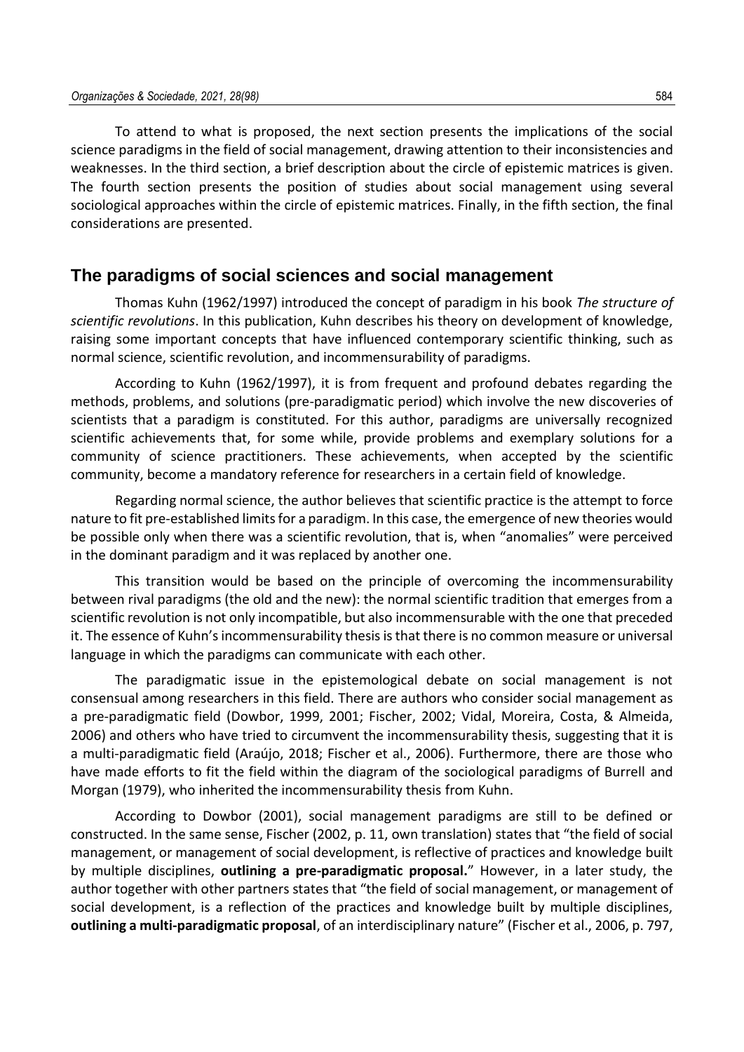To attend to what is proposed, the next section presents the implications of the social science paradigms in the field of social management, drawing attention to their inconsistencies and weaknesses. In the third section, a brief description about the circle of epistemic matrices is given. The fourth section presents the position of studies about social management using several sociological approaches within the circle of epistemic matrices. Finally, in the fifth section, the final considerations are presented.

## The paradigms of social sciences and social management

Thomas Kuhn (1962/1997) introduced the concept of paradigm in his book *The structure of scientific revolutions*. In this publication, Kuhn describes his theory on development of knowledge, raising some important concepts that have influenced contemporary scientific thinking, such as normal science, scientific revolution, and incommensurability of paradigms.

According to Kuhn (1962/1997), it is from frequent and profound debates regarding the methods, problems, and solutions (pre-paradigmatic period) which involve the new discoveries of scientists that a paradigm is constituted. For this author, paradigms are universally recognized scientific achievements that, for some while, provide problems and exemplary solutions for a community of science practitioners. These achievements, when accepted by the scientific community, become a mandatory reference for researchers in a certain field of knowledge.

Regarding normal science, the author believes that scientific practice is the attempt to force nature to fit pre-established limits for a paradigm. In this case, the emergence of new theories would be possible only when there was a scientific revolution, that is, when "anomalies" were perceived in the dominant paradigm and it was replaced by another one.

This transition would be based on the principle of overcoming the incommensurability between rival paradigms (the old and the new): the normal scientific tradition that emerges from a scientific revolution is not only incompatible, but also incommensurable with the one that preceded it. The essence of Kuhn's incommensurability thesis is that there is no common measure or universal language in which the paradigms can communicate with each other.

The paradigmatic issue in the epistemological debate on social management is not consensual among researchers in this field. There are authors who consider social management as a pre-paradigmatic field (Dowbor, 1999, 2001; Fischer, 2002; Vidal, Moreira, Costa, & Almeida, 2006) and others who have tried to circumvent the incommensurability thesis, suggesting that it is a multi-paradigmatic field (Araújo, 2018; Fischer et al., 2006). Furthermore, there are those who have made efforts to fit the field within the diagram of the sociological paradigms of Burrell and Morgan (1979), who inherited the incommensurability thesis from Kuhn.

According to Dowbor (2001), social management paradigms are still to be defined or constructed. In the same sense, Fischer (2002, p. 11, own translation) states that "the field of social management, or management of social development, is reflective of practices and knowledge built by multiple disciplines, **outlining a pre-paradigmatic proposal.**" However, in a later study, the author together with other partners states that "the field of social management, or management of social development, is a reflection of the practices and knowledge built by multiple disciplines, **outlining a multi-paradigmatic proposal**, of an interdisciplinary nature" (Fischer et al., 2006, p. 797,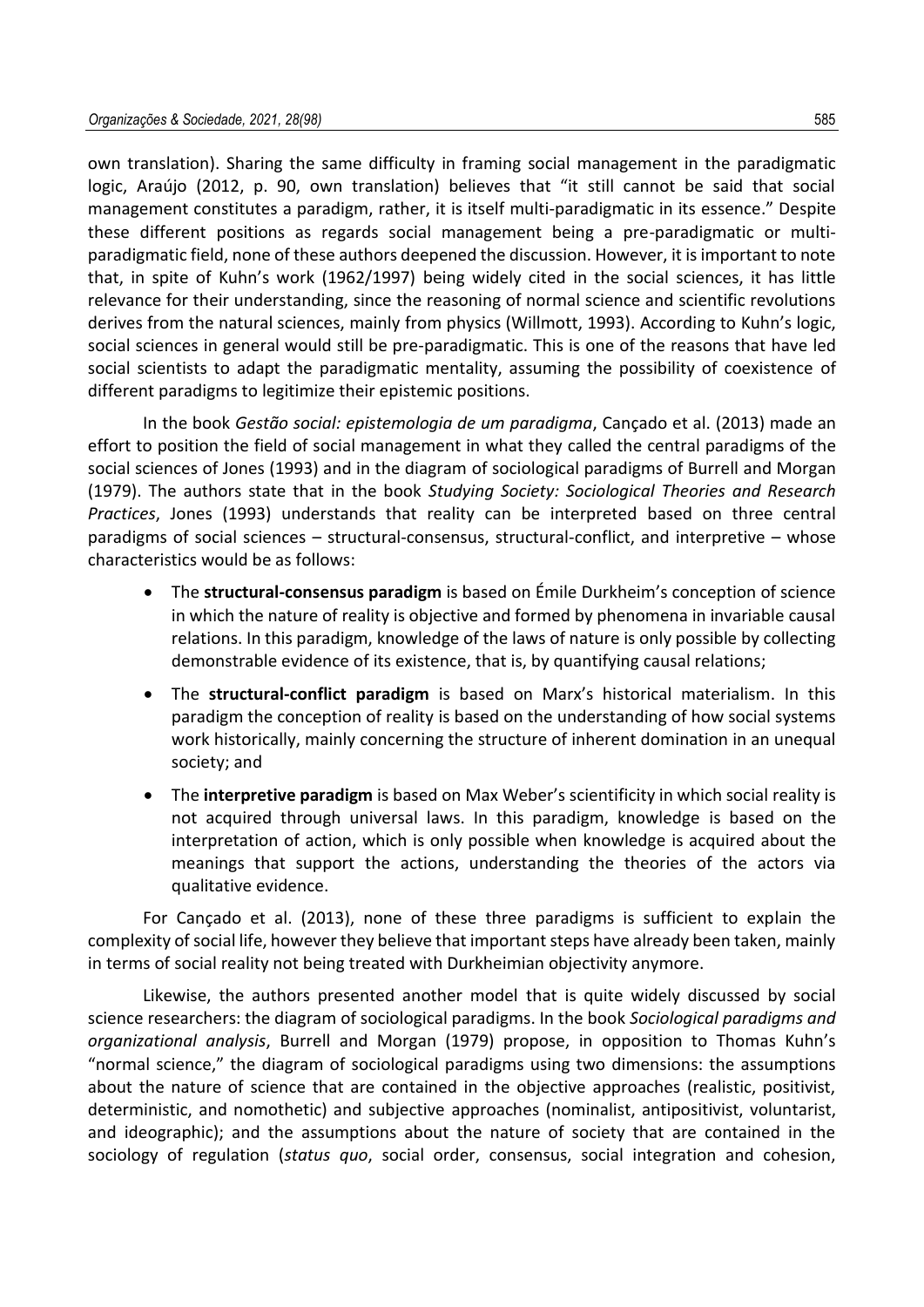own translation). Sharing the same difficulty in framing social management in the paradigmatic logic, Araújo (2012, p. 90, own translation) believes that "it still cannot be said that social management constitutes a paradigm, rather, it is itself multi-paradigmatic in its essence." Despite these different positions as regards social management being a pre-paradigmatic or multi-paradigmatic field, none of these authors deepened the discussion. However, it is important to note that, in spite of Kuhn's work (1962/1997) being widely cited in the social sciences, it has little relevance for their understanding, since the reasoning of normal science and scientific revolutions derives from the natural sciences, mainly from physics (Willmott, 1993). According to Kuhn's logic, social sciences in general would still be pre-paradigmatic. This is one of the reasons that have led social scientists to adapt the paradigmatic mentality, assuming the possibility of coexistence of different paradigms to legitimize their epistemic positions.

In the book *Gestão social: epistemologia de um paradigma*, Cançado et al. (2013) made an effort to position the field of social management in what they called the central paradigms of the social sciences of Jones (1993) and in the diagram of sociological paradigms of Burrell and Morgan (1979). The authors state that in the book *Studying Society: Sociological Theories and Research Practices*, Jones (1993) understands that reality can be interpreted based on three central paradigms of social sciences – structural-consensus, structural-conflict, and interpretive – whose characteristics would be as follows:

- The **structural-consensus paradigm** is based on Émile Durkheim's conception of science in which the nature of reality is objective and formed by phenomena in invariable causal relations. In this paradigm, knowledge of the laws of nature is only possible by collecting demonstrable evidence of its existence, that is, by quantifying causal relations;
- The **structural-conflict paradigm** is based on Marx's historical materialism. In this paradigm the conception of reality is based on the understanding of how social systems work historically, mainly concerning the structure of inherent domination in an unequal society; and
- The **interpretive paradigm** is based on Max Weber's scientificity in which social reality is not acquired through universal laws. In this paradigm, knowledge is based on the interpretation of action, which is only possible when knowledge is acquired about the meanings that support the actions, understanding the theories of the actors via qualitative evidence.

For Cançado et al. (2013), none of these three paradigms is sufficient to explain the complexity of social life, however they believe that important steps have already been taken, mainly in terms of social reality not being treated with Durkheimian objectivity anymore.

Likewise, the authors presented another model that is quite widely discussed by social science researchers: the diagram of sociological paradigms. In the book *Sociological paradigms and organizational analysis*, Burrell and Morgan (1979) propose, in opposition to Thomas Kuhn's "normal science," the diagram of sociological paradigms using two dimensions: the assumptions about the nature of science that are contained in the objective approaches (realistic, positivist, deterministic, and nomothetic) and subjective approaches (nominalist, antipositivist, voluntarist, and ideographic); and the assumptions about the nature of society that are contained in the sociology of regulation (*status quo*, social order, consensus, social integration and cohesion,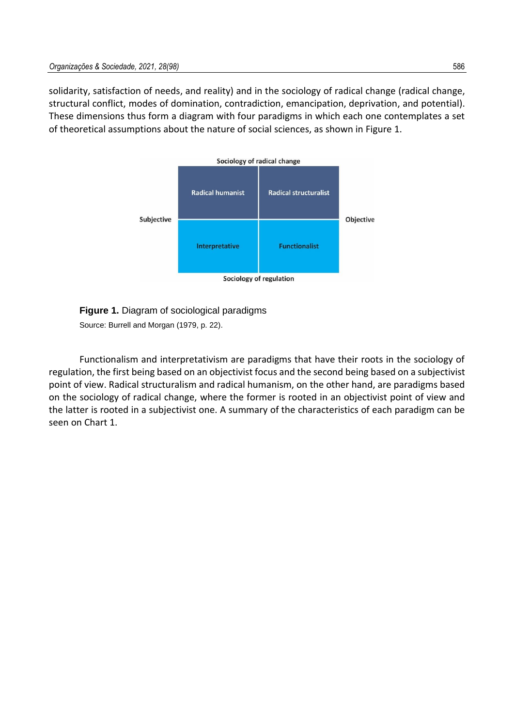solidarity, satisfaction of needs, and reality) and in the sociology of radical change (radical change, structural conflict, modes of domination, contradiction, emancipation, deprivation, and potential). These dimensions thus form a diagram with four paradigms in which each one contemplates a set of theoretical assumptions about the nature of social sciences, as shown in Figure 1.

| | Sociology of radical change | | |
|---|---|---|---|
| **Subjective** | Radical humanist | Radical structuralist | **Objective** |
| | Interpretative | Functionalist | |
| | Sociology of regulation | | |

**Figure 1.** Diagram of sociological paradigms

Source: Burrell and Morgan (1979, p. 22).

Functionalism and interpretativism are paradigms that have their roots in the sociology of regulation, the first being based on an objectivist focus and the second being based on a subjectivist point of view. Radical structuralism and radical humanism, on the other hand, are paradigms based on the sociology of radical change, where the former is rooted in an objectivist point of view and the latter is rooted in a subjectivist one. A summary of the characteristics of each paradigm can be seen on Chart 1.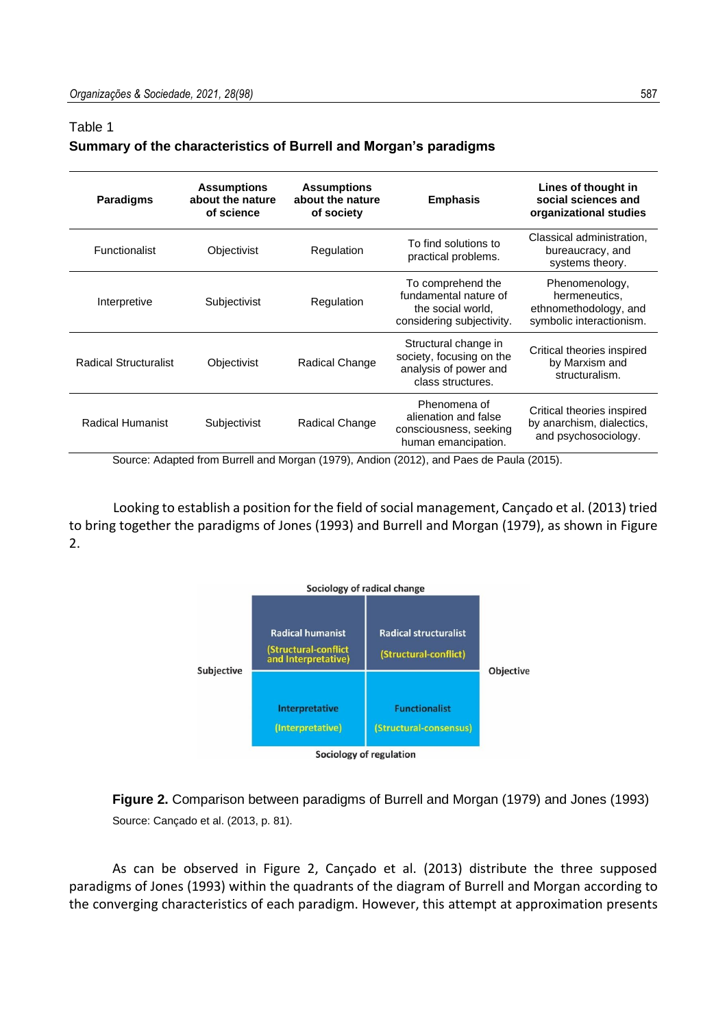Table 1
**Summary of the characteristics of Burrell and Morgan's paradigms**

| Paradigms | Assumptions about the nature of science | Assumptions about the nature of society | Emphasis | Lines of thought in social sciences and organizational studies |
|---|---|---|---|---|
| Functionalist | Objectivist | Regulation | To find solutions to practical problems. | Classical administration, bureaucracy, and systems theory. |
| Interpretive | Subjectivist | Regulation | To comprehend the fundamental nature of the social world, considering subjectivity. | Phenomenology, hermeneutics, ethnomethodology, and symbolic interactionism. |
| Radical Structuralist | Objectivist | Radical Change | Structural change in society, focusing on the analysis of power and class structures. | Critical theories inspired by Marxism and structuralism. |
| Radical Humanist | Subjectivist | Radical Change | Phenomena of alienation and false consciousness, seeking human emancipation. | Critical theories inspired by anarchism, dialectics, and psychosociology. |

Source: Adapted from Burrell and Morgan (1979), Andion (2012), and Paes de Paula (2015).

Looking to establish a position for the field of social management, Cançado et al. (2013) tried to bring together the paradigms of Jones (1993) and Burrell and Morgan (1979), as shown in Figure 2.

Sociology of radical change

| Subjective | | | Objective |
|---|---|---|---|
| | Radical humanist (Structural-conflict and Interpretative) | Radical structuralist (Structural-conflict) | |
| | Interpretative (Interpretative) | Functionalist (Structural-consensus) | |

Sociology of regulation

**Figure 2.** Comparison between paradigms of Burrell and Morgan (1979) and Jones (1993)
Source: Cançado et al. (2013, p. 81).

As can be observed in Figure 2, Cançado et al. (2013) distribute the three supposed paradigms of Jones (1993) within the quadrants of the diagram of Burrell and Morgan according to the converging characteristics of each paradigm. However, this attempt at approximation presents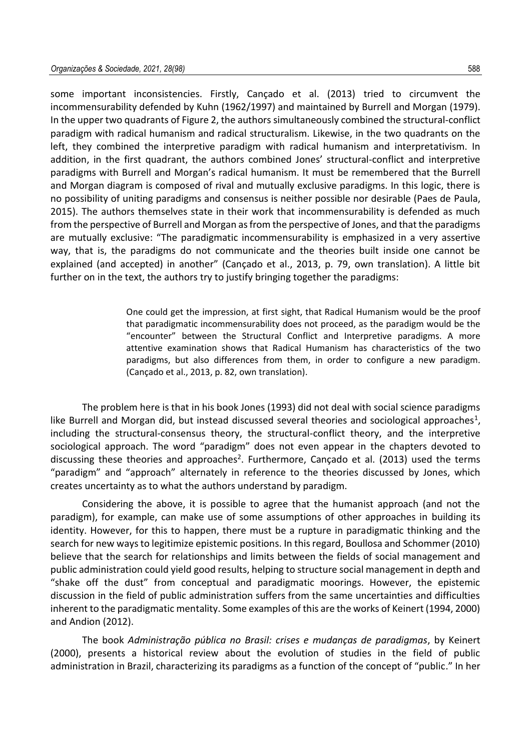some important inconsistencies. Firstly, Cançado et al. (2013) tried to circumvent the incommensurability defended by Kuhn (1962/1997) and maintained by Burrell and Morgan (1979). In the upper two quadrants of Figure 2, the authors simultaneously combined the structural-conflict paradigm with radical humanism and radical structuralism. Likewise, in the two quadrants on the left, they combined the interpretive paradigm with radical humanism and interpretativism. In addition, in the first quadrant, the authors combined Jones' structural-conflict and interpretive paradigms with Burrell and Morgan's radical humanism. It must be remembered that the Burrell and Morgan diagram is composed of rival and mutually exclusive paradigms. In this logic, there is no possibility of uniting paradigms and consensus is neither possible nor desirable (Paes de Paula, 2015). The authors themselves state in their work that incommensurability is defended as much from the perspective of Burrell and Morgan as from the perspective of Jones, and that the paradigms are mutually exclusive: "The paradigmatic incommensurability is emphasized in a very assertive way, that is, the paradigms do not communicate and the theories built inside one cannot be explained (and accepted) in another" (Cançado et al., 2013, p. 79, own translation). A little bit further on in the text, the authors try to justify bringing together the paradigms:

> One could get the impression, at first sight, that Radical Humanism would be the proof that paradigmatic incommensurability does not proceed, as the paradigm would be the "encounter" between the Structural Conflict and Interpretive paradigms. A more attentive examination shows that Radical Humanism has characteristics of the two paradigms, but also differences from them, in order to configure a new paradigm. (Cançado et al., 2013, p. 82, own translation).

The problem here is that in his book Jones (1993) did not deal with social science paradigms like Burrell and Morgan did, but instead discussed several theories and sociological approaches[1], including the structural-consensus theory, the structural-conflict theory, and the interpretive sociological approach. The word "paradigm" does not even appear in the chapters devoted to discussing these theories and approaches[2]. Furthermore, Cançado et al. (2013) used the terms "paradigm" and "approach" alternately in reference to the theories discussed by Jones, which creates uncertainty as to what the authors understand by paradigm.

Considering the above, it is possible to agree that the humanist approach (and not the paradigm), for example, can make use of some assumptions of other approaches in building its identity. However, for this to happen, there must be a rupture in paradigmatic thinking and the search for new ways to legitimize epistemic positions. In this regard, Boullosa and Schommer (2010) believe that the search for relationships and limits between the fields of social management and public administration could yield good results, helping to structure social management in depth and "shake off the dust" from conceptual and paradigmatic moorings. However, the epistemic discussion in the field of public administration suffers from the same uncertainties and difficulties inherent to the paradigmatic mentality. Some examples of this are the works of Keinert (1994, 2000) and Andion (2012).

The book *Administração pública no Brasil: crises e mudanças de paradigmas*, by Keinert (2000), presents a historical review about the evolution of studies in the field of public administration in Brazil, characterizing its paradigms as a function of the concept of "public." In her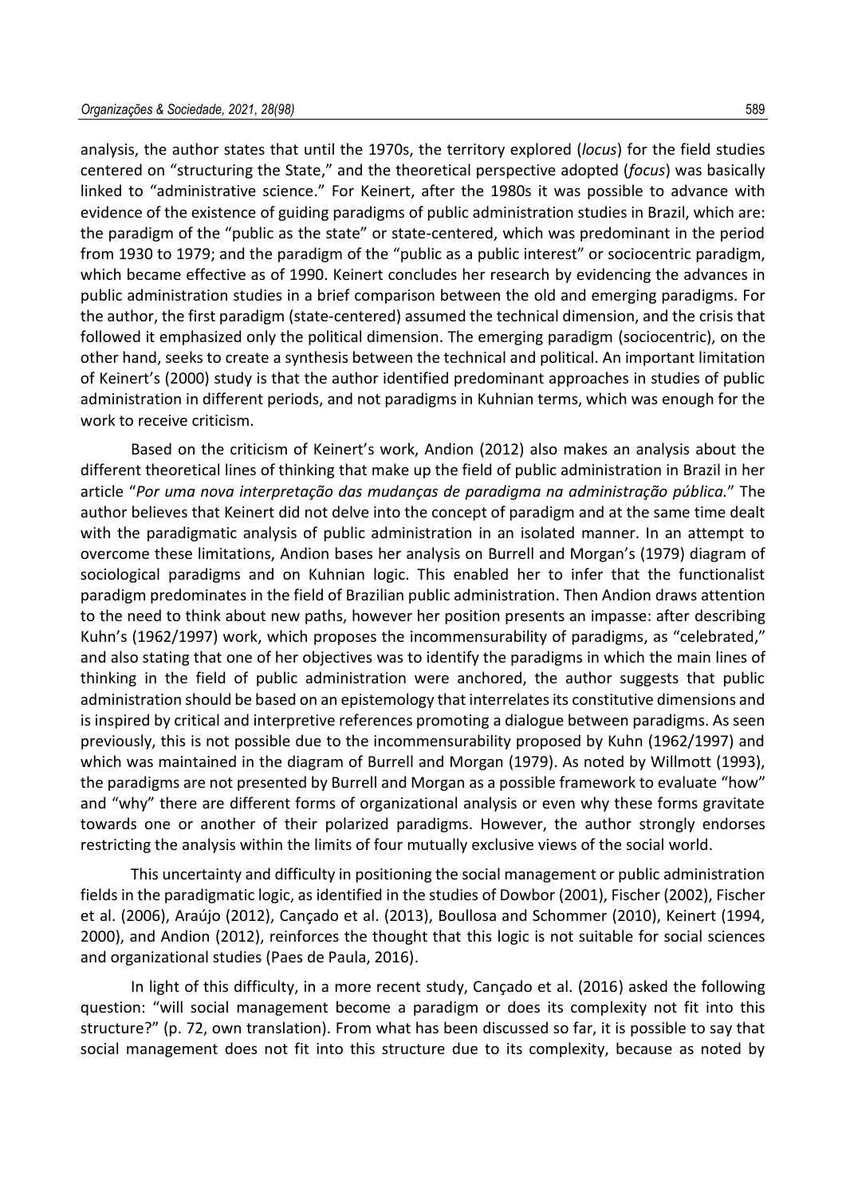analysis, the author states that until the 1970s, the territory explored (*locus*) for the field studies centered on "structuring the State," and the theoretical perspective adopted (*focus*) was basically linked to "administrative science." For Keinert, after the 1980s it was possible to advance with evidence of the existence of guiding paradigms of public administration studies in Brazil, which are: the paradigm of the "public as the state" or state-centered, which was predominant in the period from 1930 to 1979; and the paradigm of the "public as a public interest" or sociocentric paradigm, which became effective as of 1990. Keinert concludes her research by evidencing the advances in public administration studies in a brief comparison between the old and emerging paradigms. For the author, the first paradigm (state-centered) assumed the technical dimension, and the crisis that followed it emphasized only the political dimension. The emerging paradigm (sociocentric), on the other hand, seeks to create a synthesis between the technical and political. An important limitation of Keinert's (2000) study is that the author identified predominant approaches in studies of public administration in different periods, and not paradigms in Kuhnian terms, which was enough for the work to receive criticism.

Based on the criticism of Keinert's work, Andion (2012) also makes an analysis about the different theoretical lines of thinking that make up the field of public administration in Brazil in her article "*Por uma nova interpretação das mudanças de paradigma na administração pública.*" The author believes that Keinert did not delve into the concept of paradigm and at the same time dealt with the paradigmatic analysis of public administration in an isolated manner. In an attempt to overcome these limitations, Andion bases her analysis on Burrell and Morgan's (1979) diagram of sociological paradigms and on Kuhnian logic. This enabled her to infer that the functionalist paradigm predominates in the field of Brazilian public administration. Then Andion draws attention to the need to think about new paths, however her position presents an impasse: after describing Kuhn's (1962/1997) work, which proposes the incommensurability of paradigms, as "celebrated," and also stating that one of her objectives was to identify the paradigms in which the main lines of thinking in the field of public administration were anchored, the author suggests that public administration should be based on an epistemology that interrelates its constitutive dimensions and is inspired by critical and interpretive references promoting a dialogue between paradigms. As seen previously, this is not possible due to the incommensurability proposed by Kuhn (1962/1997) and which was maintained in the diagram of Burrell and Morgan (1979). As noted by Willmott (1993), the paradigms are not presented by Burrell and Morgan as a possible framework to evaluate "how" and "why" there are different forms of organizational analysis or even why these forms gravitate towards one or another of their polarized paradigms. However, the author strongly endorses restricting the analysis within the limits of four mutually exclusive views of the social world.

This uncertainty and difficulty in positioning the social management or public administration fields in the paradigmatic logic, as identified in the studies of Dowbor (2001), Fischer (2002), Fischer et al. (2006), Araújo (2012), Cançado et al. (2013), Boullosa and Schommer (2010), Keinert (1994, 2000), and Andion (2012), reinforces the thought that this logic is not suitable for social sciences and organizational studies (Paes de Paula, 2016).

In light of this difficulty, in a more recent study, Cançado et al. (2016) asked the following question: "will social management become a paradigm or does its complexity not fit into this structure?" (p. 72, own translation). From what has been discussed so far, it is possible to say that social management does not fit into this structure due to its complexity, because as noted by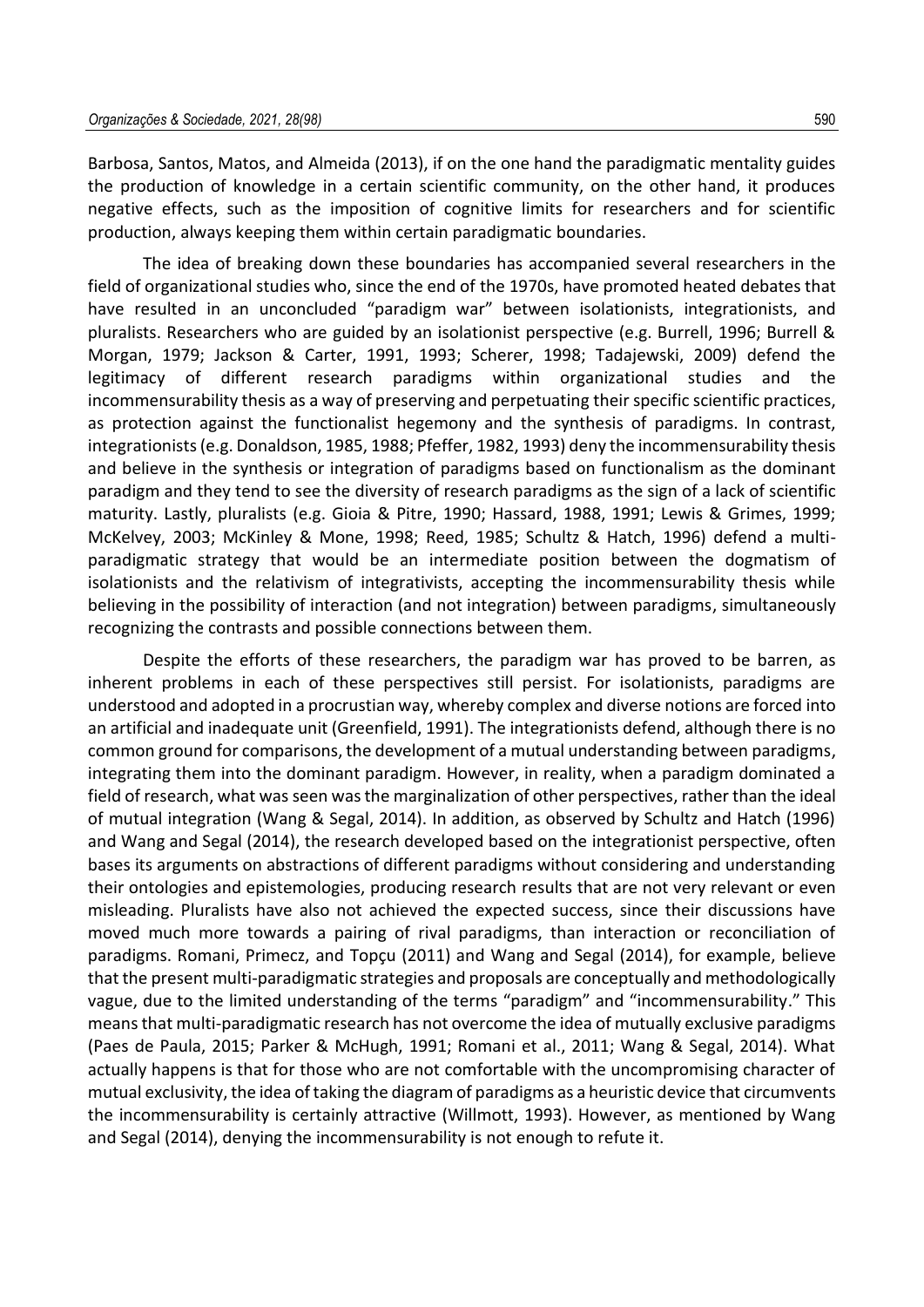Barbosa, Santos, Matos, and Almeida (2013), if on the one hand the paradigmatic mentality guides the production of knowledge in a certain scientific community, on the other hand, it produces negative effects, such as the imposition of cognitive limits for researchers and for scientific production, always keeping them within certain paradigmatic boundaries.

The idea of breaking down these boundaries has accompanied several researchers in the field of organizational studies who, since the end of the 1970s, have promoted heated debates that have resulted in an unconcluded "paradigm war" between isolationists, integrationists, and pluralists. Researchers who are guided by an isolationist perspective (e.g. Burrell, 1996; Burrell & Morgan, 1979; Jackson & Carter, 1991, 1993; Scherer, 1998; Tadajewski, 2009) defend the legitimacy of different research paradigms within organizational studies and the incommensurability thesis as a way of preserving and perpetuating their specific scientific practices, as protection against the functionalist hegemony and the synthesis of paradigms. In contrast, integrationists (e.g. Donaldson, 1985, 1988; Pfeffer, 1982, 1993) deny the incommensurability thesis and believe in the synthesis or integration of paradigms based on functionalism as the dominant paradigm and they tend to see the diversity of research paradigms as the sign of a lack of scientific maturity. Lastly, pluralists (e.g. Gioia & Pitre, 1990; Hassard, 1988, 1991; Lewis & Grimes, 1999; McKelvey, 2003; McKinley & Mone, 1998; Reed, 1985; Schultz & Hatch, 1996) defend a multi-paradigmatic strategy that would be an intermediate position between the dogmatism of isolationists and the relativism of integrativists, accepting the incommensurability thesis while believing in the possibility of interaction (and not integration) between paradigms, simultaneously recognizing the contrasts and possible connections between them.

Despite the efforts of these researchers, the paradigm war has proved to be barren, as inherent problems in each of these perspectives still persist. For isolationists, paradigms are understood and adopted in a procrustian way, whereby complex and diverse notions are forced into an artificial and inadequate unit (Greenfield, 1991). The integrationists defend, although there is no common ground for comparisons, the development of a mutual understanding between paradigms, integrating them into the dominant paradigm. However, in reality, when a paradigm dominated a field of research, what was seen was the marginalization of other perspectives, rather than the ideal of mutual integration (Wang & Segal, 2014). In addition, as observed by Schultz and Hatch (1996) and Wang and Segal (2014), the research developed based on the integrationist perspective, often bases its arguments on abstractions of different paradigms without considering and understanding their ontologies and epistemologies, producing research results that are not very relevant or even misleading. Pluralists have also not achieved the expected success, since their discussions have moved much more towards a pairing of rival paradigms, than interaction or reconciliation of paradigms. Romani, Primecz, and Topçu (2011) and Wang and Segal (2014), for example, believe that the present multi-paradigmatic strategies and proposals are conceptually and methodologically vague, due to the limited understanding of the terms "paradigm" and "incommensurability." This means that multi-paradigmatic research has not overcome the idea of mutually exclusive paradigms (Paes de Paula, 2015; Parker & McHugh, 1991; Romani et al., 2011; Wang & Segal, 2014). What actually happens is that for those who are not comfortable with the uncompromising character of mutual exclusivity, the idea of taking the diagram of paradigms as a heuristic device that circumvents the incommensurability is certainly attractive (Willmott, 1993). However, as mentioned by Wang and Segal (2014), denying the incommensurability is not enough to refute it.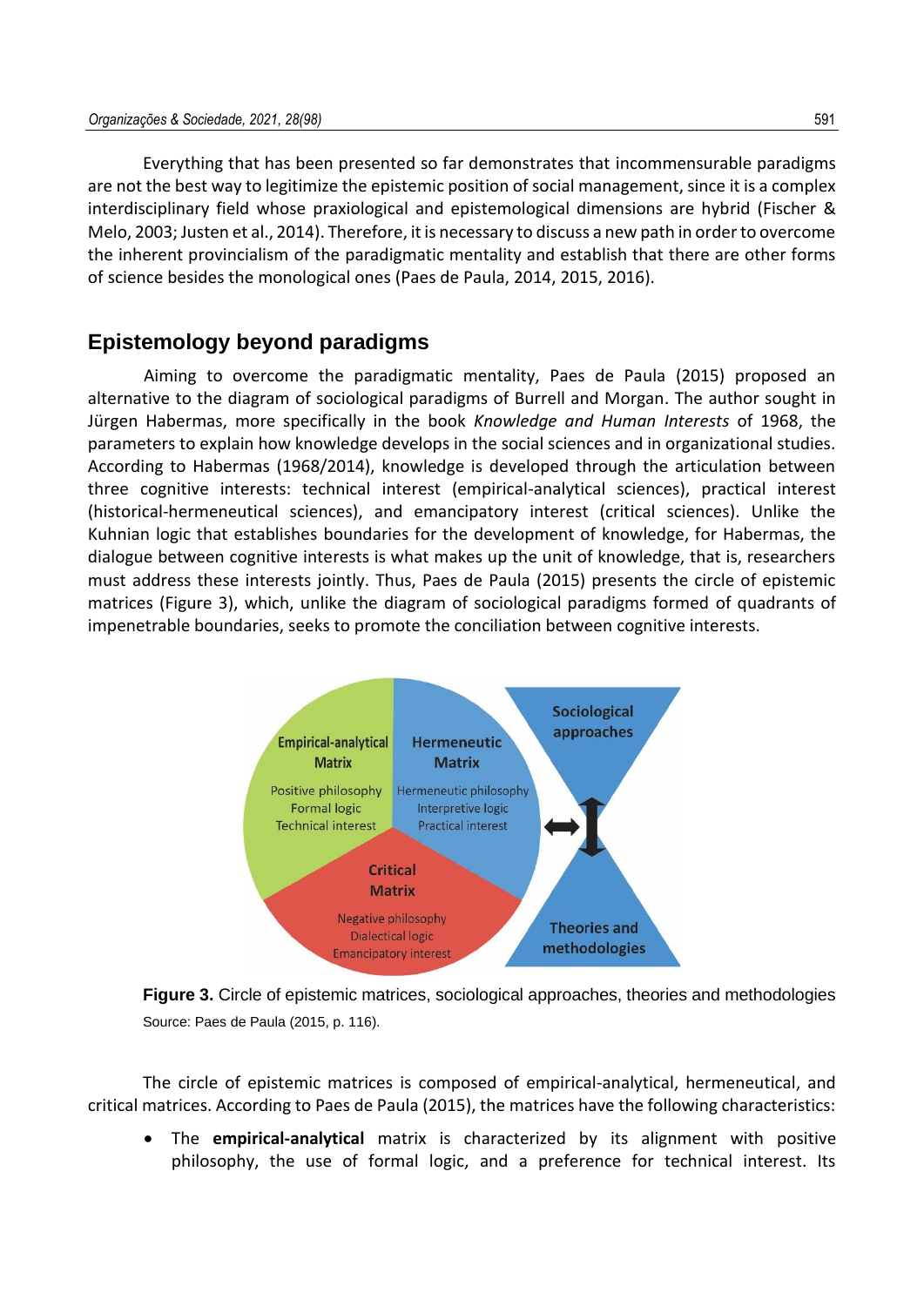Everything that has been presented so far demonstrates that incommensurable paradigms are not the best way to legitimize the epistemic position of social management, since it is a complex interdisciplinary field whose praxiological and epistemological dimensions are hybrid (Fischer & Melo, 2003; Justen et al., 2014). Therefore, it is necessary to discuss a new path in order to overcome the inherent provincialism of the paradigmatic mentality and establish that there are other forms of science besides the monological ones (Paes de Paula, 2014, 2015, 2016).

## Epistemology beyond paradigms

Aiming to overcome the paradigmatic mentality, Paes de Paula (2015) proposed an alternative to the diagram of sociological paradigms of Burrell and Morgan. The author sought in Jürgen Habermas, more specifically in the book *Knowledge and Human Interests* of 1968, the parameters to explain how knowledge develops in the social sciences and in organizational studies. According to Habermas (1968/2014), knowledge is developed through the articulation between three cognitive interests: technical interest (empirical-analytical sciences), practical interest (historical-hermeneutical sciences), and emancipatory interest (critical sciences). Unlike the Kuhnian logic that establishes boundaries for the development of knowledge, for Habermas, the dialogue between cognitive interests is what makes up the unit of knowledge, that is, researchers must address these interests jointly. Thus, Paes de Paula (2015) presents the circle of epistemic matrices (Figure 3), which, unlike the diagram of sociological paradigms formed of quadrants of impenetrable boundaries, seeks to promote the conciliation between cognitive interests.

Empirical-analytical Matrix
Positive philosophy
Formal logic
Technical interest

Hermeneutic Matrix
Hermeneutic philosophy
Interpretive logic
Practical interest

Critical Matrix
Negative philosophy
Dialectical logic
Emancipatory interest

Sociological approaches

Theories and methodologies

**Figure 3.** Circle of epistemic matrices, sociological approaches, theories and methodologies

Source: Paes de Paula (2015, p. 116).

The circle of epistemic matrices is composed of empirical-analytical, hermeneutical, and critical matrices. According to Paes de Paula (2015), the matrices have the following characteristics:

- The **empirical-analytical** matrix is characterized by its alignment with positive philosophy, the use of formal logic, and a preference for technical interest. Its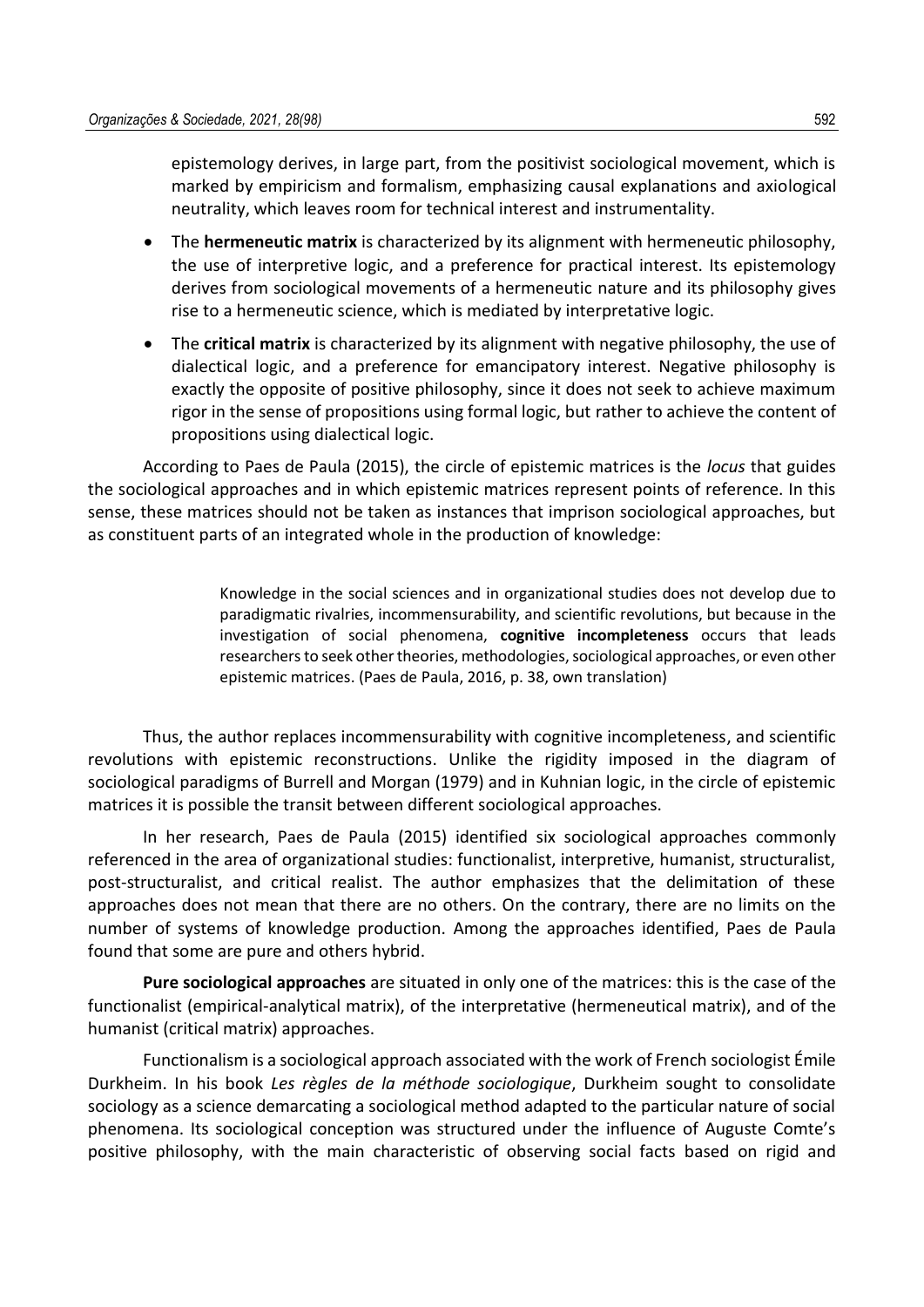epistemology derives, in large part, from the positivist sociological movement, which is marked by empiricism and formalism, emphasizing causal explanations and axiological neutrality, which leaves room for technical interest and instrumentality.

- The **hermeneutic matrix** is characterized by its alignment with hermeneutic philosophy, the use of interpretive logic, and a preference for practical interest. Its epistemology derives from sociological movements of a hermeneutic nature and its philosophy gives rise to a hermeneutic science, which is mediated by interpretative logic.
- The **critical matrix** is characterized by its alignment with negative philosophy, the use of dialectical logic, and a preference for emancipatory interest. Negative philosophy is exactly the opposite of positive philosophy, since it does not seek to achieve maximum rigor in the sense of propositions using formal logic, but rather to achieve the content of propositions using dialectical logic.

According to Paes de Paula (2015), the circle of epistemic matrices is the *locus* that guides the sociological approaches and in which epistemic matrices represent points of reference. In this sense, these matrices should not be taken as instances that imprison sociological approaches, but as constituent parts of an integrated whole in the production of knowledge:

> Knowledge in the social sciences and in organizational studies does not develop due to paradigmatic rivalries, incommensurability, and scientific revolutions, but because in the investigation of social phenomena, **cognitive incompleteness** occurs that leads researchers to seek other theories, methodologies, sociological approaches, or even other epistemic matrices. (Paes de Paula, 2016, p. 38, own translation)

Thus, the author replaces incommensurability with cognitive incompleteness, and scientific revolutions with epistemic reconstructions. Unlike the rigidity imposed in the diagram of sociological paradigms of Burrell and Morgan (1979) and in Kuhnian logic, in the circle of epistemic matrices it is possible the transit between different sociological approaches.

In her research, Paes de Paula (2015) identified six sociological approaches commonly referenced in the area of organizational studies: functionalist, interpretive, humanist, structuralist, post-structuralist, and critical realist. The author emphasizes that the delimitation of these approaches does not mean that there are no others. On the contrary, there are no limits on the number of systems of knowledge production. Among the approaches identified, Paes de Paula found that some are pure and others hybrid.

**Pure sociological approaches** are situated in only one of the matrices: this is the case of the functionalist (empirical-analytical matrix), of the interpretative (hermeneutical matrix), and of the humanist (critical matrix) approaches.

Functionalism is a sociological approach associated with the work of French sociologist Émile Durkheim. In his book *Les règles de la méthode sociologique*, Durkheim sought to consolidate sociology as a science demarcating a sociological method adapted to the particular nature of social phenomena. Its sociological conception was structured under the influence of Auguste Comte's positive philosophy, with the main characteristic of observing social facts based on rigid and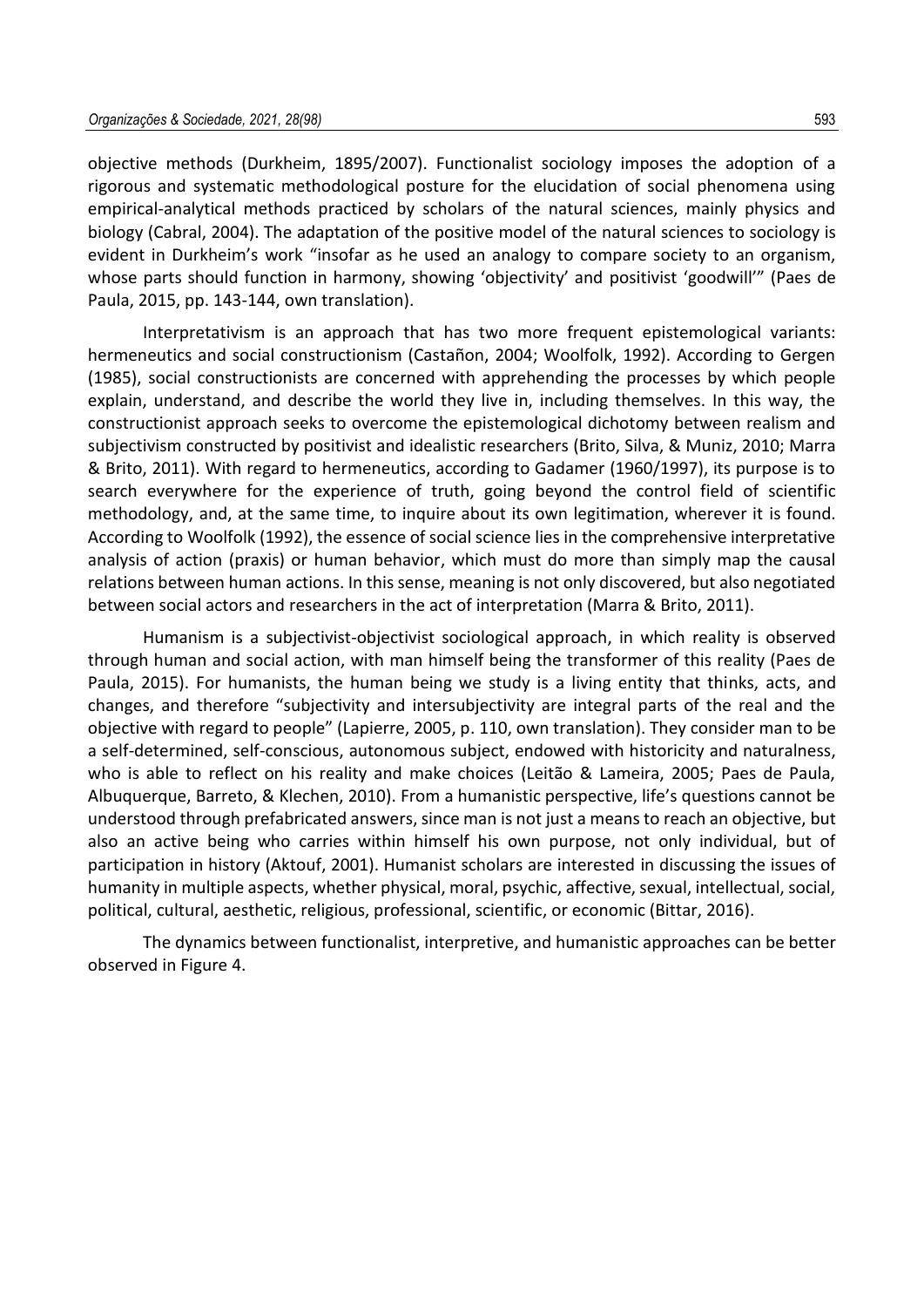objective methods (Durkheim, 1895/2007). Functionalist sociology imposes the adoption of a rigorous and systematic methodological posture for the elucidation of social phenomena using empirical-analytical methods practiced by scholars of the natural sciences, mainly physics and biology (Cabral, 2004). The adaptation of the positive model of the natural sciences to sociology is evident in Durkheim's work "insofar as he used an analogy to compare society to an organism, whose parts should function in harmony, showing 'objectivity' and positivist 'goodwill'" (Paes de Paula, 2015, pp. 143-144, own translation).

Interpretativism is an approach that has two more frequent epistemological variants: hermeneutics and social constructionism (Castañon, 2004; Woolfolk, 1992). According to Gergen (1985), social constructionists are concerned with apprehending the processes by which people explain, understand, and describe the world they live in, including themselves. In this way, the constructionist approach seeks to overcome the epistemological dichotomy between realism and subjectivism constructed by positivist and idealistic researchers (Brito, Silva, & Muniz, 2010; Marra & Brito, 2011). With regard to hermeneutics, according to Gadamer (1960/1997), its purpose is to search everywhere for the experience of truth, going beyond the control field of scientific methodology, and, at the same time, to inquire about its own legitimation, wherever it is found. According to Woolfolk (1992), the essence of social science lies in the comprehensive interpretative analysis of action (praxis) or human behavior, which must do more than simply map the causal relations between human actions. In this sense, meaning is not only discovered, but also negotiated between social actors and researchers in the act of interpretation (Marra & Brito, 2011).

Humanism is a subjectivist-objectivist sociological approach, in which reality is observed through human and social action, with man himself being the transformer of this reality (Paes de Paula, 2015). For humanists, the human being we study is a living entity that thinks, acts, and changes, and therefore "subjectivity and intersubjectivity are integral parts of the real and the objective with regard to people" (Lapierre, 2005, p. 110, own translation). They consider man to be a self-determined, self-conscious, autonomous subject, endowed with historicity and naturalness, who is able to reflect on his reality and make choices (Leitão & Lameira, 2005; Paes de Paula, Albuquerque, Barreto, & Klechen, 2010). From a humanistic perspective, life's questions cannot be understood through prefabricated answers, since man is not just a means to reach an objective, but also an active being who carries within himself his own purpose, not only individual, but of participation in history (Aktouf, 2001). Humanist scholars are interested in discussing the issues of humanity in multiple aspects, whether physical, moral, psychic, affective, sexual, intellectual, social, political, cultural, aesthetic, religious, professional, scientific, or economic (Bittar, 2016).

The dynamics between functionalist, interpretive, and humanistic approaches can be better observed in Figure 4.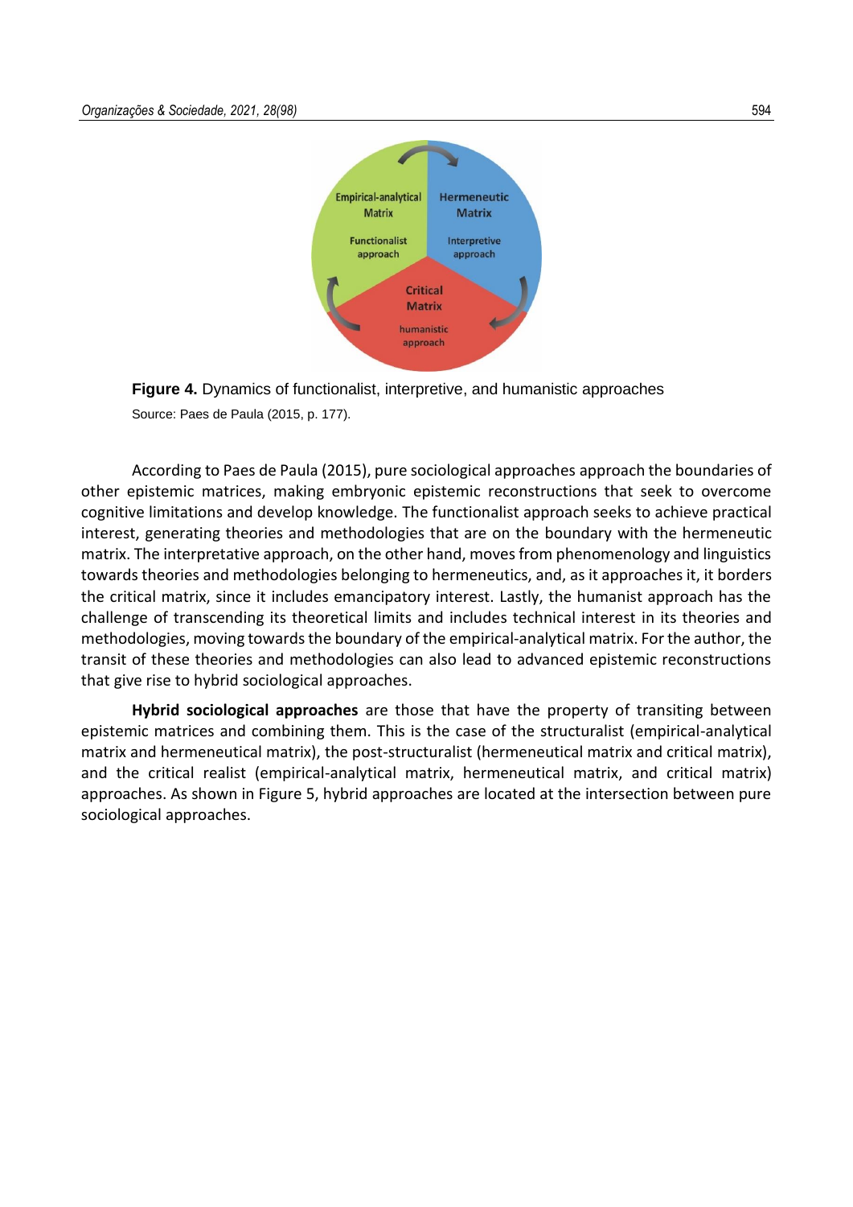**Figure 4.** Dynamics of functionalist, interpretive, and humanistic approaches

Source: Paes de Paula (2015, p. 177).

According to Paes de Paula (2015), pure sociological approaches approach the boundaries of other epistemic matrices, making embryonic epistemic reconstructions that seek to overcome cognitive limitations and develop knowledge. The functionalist approach seeks to achieve practical interest, generating theories and methodologies that are on the boundary with the hermeneutic matrix. The interpretative approach, on the other hand, moves from phenomenology and linguistics towards theories and methodologies belonging to hermeneutics, and, as it approaches it, it borders the critical matrix, since it includes emancipatory interest. Lastly, the humanist approach has the challenge of transcending its theoretical limits and includes technical interest in its theories and methodologies, moving towards the boundary of the empirical-analytical matrix. For the author, the transit of these theories and methodologies can also lead to advanced epistemic reconstructions that give rise to hybrid sociological approaches.

**Hybrid sociological approaches** are those that have the property of transiting between epistemic matrices and combining them. This is the case of the structuralist (empirical-analytical matrix and hermeneutical matrix), the post-structuralist (hermeneutical matrix and critical matrix), and the critical realist (empirical-analytical matrix, hermeneutical matrix, and critical matrix) approaches. As shown in Figure 5, hybrid approaches are located at the intersection between pure sociological approaches.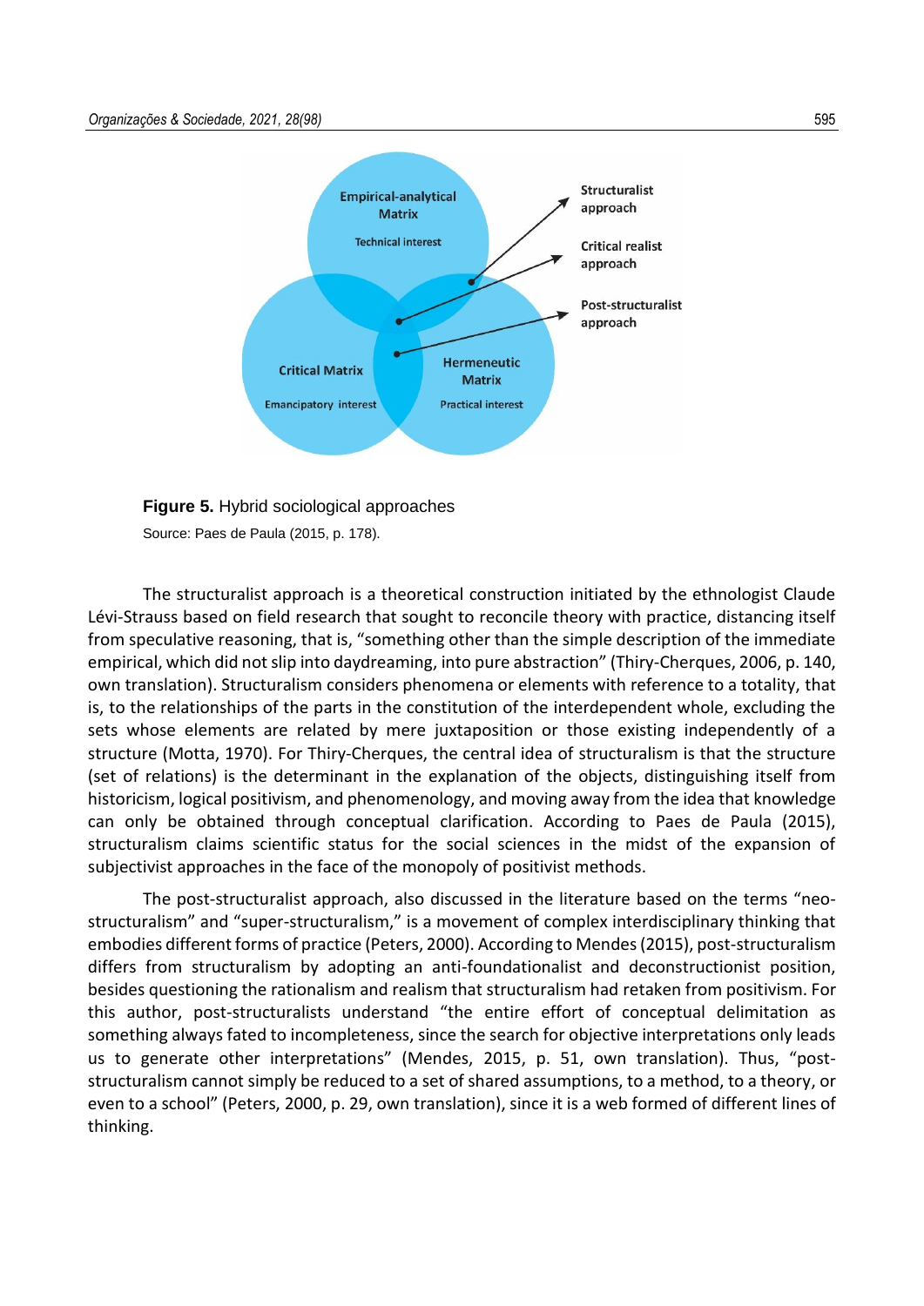**Figure 5.** Hybrid sociological approaches

Source: Paes de Paula (2015, p. 178).

The structuralist approach is a theoretical construction initiated by the ethnologist Claude Lévi-Strauss based on field research that sought to reconcile theory with practice, distancing itself from speculative reasoning, that is, "something other than the simple description of the immediate empirical, which did not slip into daydreaming, into pure abstraction" (Thiry-Cherques, 2006, p. 140, own translation). Structuralism considers phenomena or elements with reference to a totality, that is, to the relationships of the parts in the constitution of the interdependent whole, excluding the sets whose elements are related by mere juxtaposition or those existing independently of a structure (Motta, 1970). For Thiry-Cherques, the central idea of structuralism is that the structure (set of relations) is the determinant in the explanation of the objects, distinguishing itself from historicism, logical positivism, and phenomenology, and moving away from the idea that knowledge can only be obtained through conceptual clarification. According to Paes de Paula (2015), structuralism claims scientific status for the social sciences in the midst of the expansion of subjectivist approaches in the face of the monopoly of positivist methods.

The post-structuralist approach, also discussed in the literature based on the terms "neo-structuralism" and "super-structuralism," is a movement of complex interdisciplinary thinking that embodies different forms of practice (Peters, 2000). According to Mendes (2015), post-structuralism differs from structuralism by adopting an anti-foundationalist and deconstructionist position, besides questioning the rationalism and realism that structuralism had retaken from positivism. For this author, post-structuralists understand "the entire effort of conceptual delimitation as something always fated to incompleteness, since the search for objective interpretations only leads us to generate other interpretations" (Mendes, 2015, p. 51, own translation). Thus, "post-structuralism cannot simply be reduced to a set of shared assumptions, to a method, to a theory, or even to a school" (Peters, 2000, p. 29, own translation), since it is a web formed of different lines of thinking.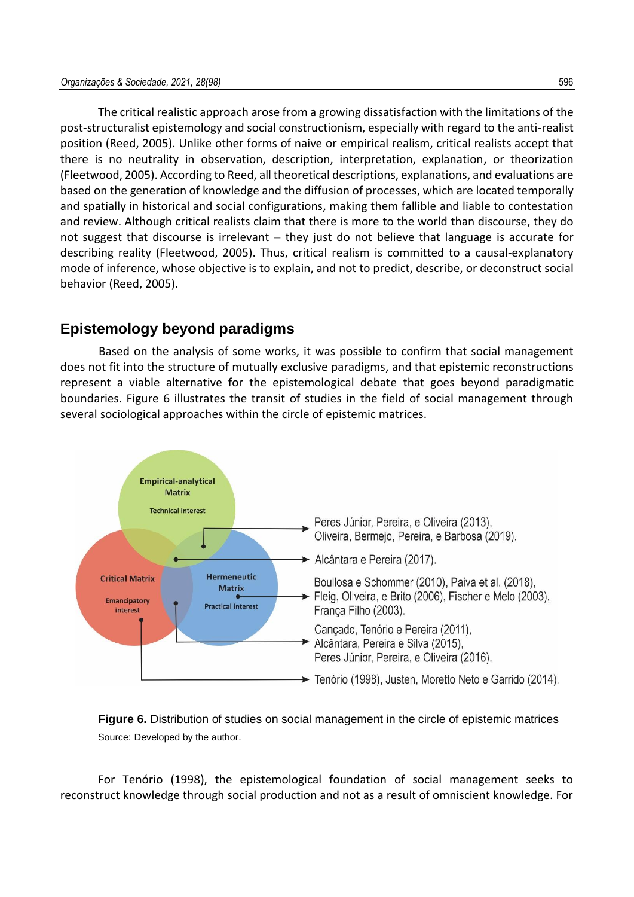The critical realistic approach arose from a growing dissatisfaction with the limitations of the post-structuralist epistemology and social constructionism, especially with regard to the anti-realist position (Reed, 2005). Unlike other forms of naive or empirical realism, critical realists accept that there is no neutrality in observation, description, interpretation, explanation, or theorization (Fleetwood, 2005). According to Reed, all theoretical descriptions, explanations, and evaluations are based on the generation of knowledge and the diffusion of processes, which are located temporally and spatially in historical and social configurations, making them fallible and liable to contestation and review. Although critical realists claim that there is more to the world than discourse, they do not suggest that discourse is irrelevant – they just do not believe that language is accurate for describing reality (Fleetwood, 2005). Thus, critical realism is committed to a causal-explanatory mode of inference, whose objective is to explain, and not to predict, describe, or deconstruct social behavior (Reed, 2005).

## Epistemology beyond paradigms

Based on the analysis of some works, it was possible to confirm that social management does not fit into the structure of mutually exclusive paradigms, and that epistemic reconstructions represent a viable alternative for the epistemological debate that goes beyond paradigmatic boundaries. Figure 6 illustrates the transit of studies in the field of social management through several sociological approaches within the circle of epistemic matrices.

Empirical-analytical Matrix
Technical interest

Critical Matrix
Emancipatory interest

Hermeneutic Matrix
Practical interest

Peres Júnior, Pereira, e Oliveira (2013), Oliveira, Bermejo, Pereira, e Barbosa (2019).

Alcântara e Pereira (2017).

Boullosa e Schommer (2010), Paiva et al. (2018), Fleig, Oliveira, e Brito (2006), Fischer e Melo (2003), França Filho (2003).

Cançado, Tenório e Pereira (2011), Alcântara, Pereira e Silva (2015), Peres Júnior, Pereira, e Oliveira (2016).

Tenório (1998), Justen, Moretto Neto e Garrido (2014).

**Figure 6.** Distribution of studies on social management in the circle of epistemic matrices
Source: Developed by the author.

For Tenório (1998), the epistemological foundation of social management seeks to reconstruct knowledge through social production and not as a result of omniscient knowledge. For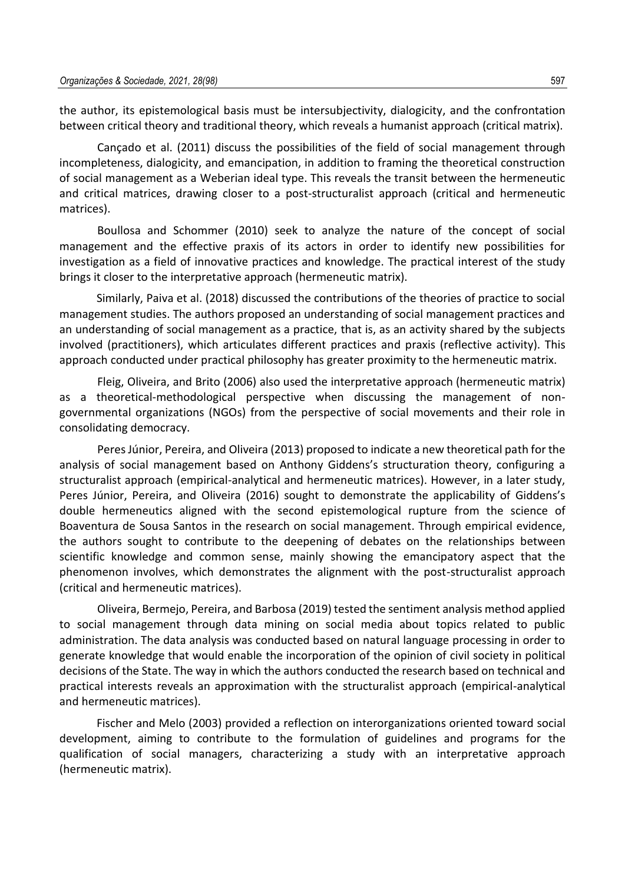the author, its epistemological basis must be intersubjectivity, dialogicity, and the confrontation between critical theory and traditional theory, which reveals a humanist approach (critical matrix).

Cançado et al. (2011) discuss the possibilities of the field of social management through incompleteness, dialogicity, and emancipation, in addition to framing the theoretical construction of social management as a Weberian ideal type. This reveals the transit between the hermeneutic and critical matrices, drawing closer to a post-structuralist approach (critical and hermeneutic matrices).

Boullosa and Schommer (2010) seek to analyze the nature of the concept of social management and the effective praxis of its actors in order to identify new possibilities for investigation as a field of innovative practices and knowledge. The practical interest of the study brings it closer to the interpretative approach (hermeneutic matrix).

Similarly, Paiva et al. (2018) discussed the contributions of the theories of practice to social management studies. The authors proposed an understanding of social management practices and an understanding of social management as a practice, that is, as an activity shared by the subjects involved (practitioners), which articulates different practices and praxis (reflective activity). This approach conducted under practical philosophy has greater proximity to the hermeneutic matrix.

Fleig, Oliveira, and Brito (2006) also used the interpretative approach (hermeneutic matrix) as a theoretical-methodological perspective when discussing the management of non-governmental organizations (NGOs) from the perspective of social movements and their role in consolidating democracy.

Peres Júnior, Pereira, and Oliveira (2013) proposed to indicate a new theoretical path for the analysis of social management based on Anthony Giddens's structuration theory, configuring a structuralist approach (empirical-analytical and hermeneutic matrices). However, in a later study, Peres Júnior, Pereira, and Oliveira (2016) sought to demonstrate the applicability of Giddens's double hermeneutics aligned with the second epistemological rupture from the science of Boaventura de Sousa Santos in the research on social management. Through empirical evidence, the authors sought to contribute to the deepening of debates on the relationships between scientific knowledge and common sense, mainly showing the emancipatory aspect that the phenomenon involves, which demonstrates the alignment with the post-structuralist approach (critical and hermeneutic matrices).

Oliveira, Bermejo, Pereira, and Barbosa (2019) tested the sentiment analysis method applied to social management through data mining on social media about topics related to public administration. The data analysis was conducted based on natural language processing in order to generate knowledge that would enable the incorporation of the opinion of civil society in political decisions of the State. The way in which the authors conducted the research based on technical and practical interests reveals an approximation with the structuralist approach (empirical-analytical and hermeneutic matrices).

Fischer and Melo (2003) provided a reflection on interorganizations oriented toward social development, aiming to contribute to the formulation of guidelines and programs for the qualification of social managers, characterizing a study with an interpretative approach (hermeneutic matrix).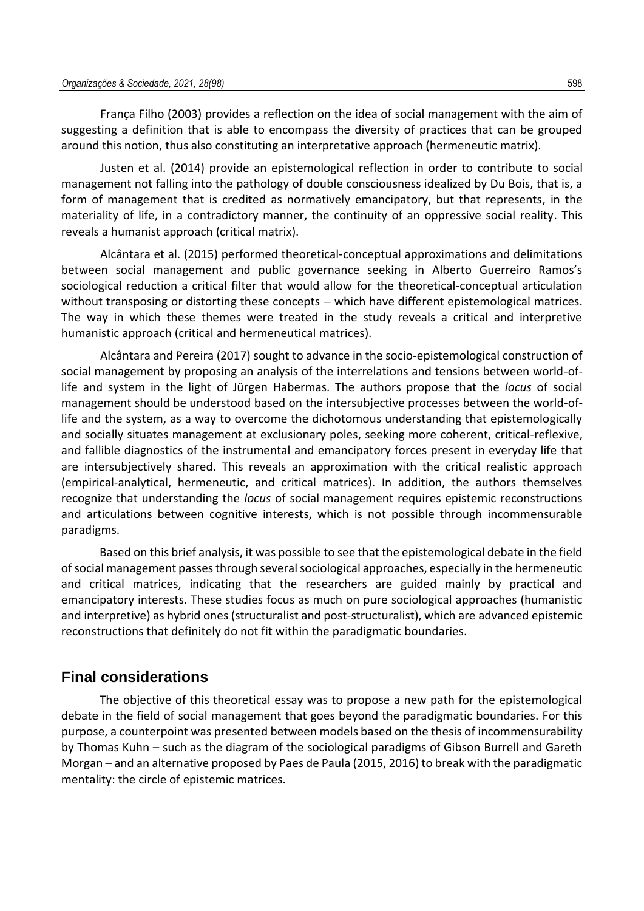França Filho (2003) provides a reflection on the idea of social management with the aim of suggesting a definition that is able to encompass the diversity of practices that can be grouped around this notion, thus also constituting an interpretative approach (hermeneutic matrix).

Justen et al. (2014) provide an epistemological reflection in order to contribute to social management not falling into the pathology of double consciousness idealized by Du Bois, that is, a form of management that is credited as normatively emancipatory, but that represents, in the materiality of life, in a contradictory manner, the continuity of an oppressive social reality. This reveals a humanist approach (critical matrix).

Alcântara et al. (2015) performed theoretical-conceptual approximations and delimitations between social management and public governance seeking in Alberto Guerreiro Ramos's sociological reduction a critical filter that would allow for the theoretical-conceptual articulation without transposing or distorting these concepts – which have different epistemological matrices. The way in which these themes were treated in the study reveals a critical and interpretive humanistic approach (critical and hermeneutical matrices).

Alcântara and Pereira (2017) sought to advance in the socio-epistemological construction of social management by proposing an analysis of the interrelations and tensions between world-of-life and system in the light of Jürgen Habermas. The authors propose that the *locus* of social management should be understood based on the intersubjective processes between the world-of-life and the system, as a way to overcome the dichotomous understanding that epistemologically and socially situates management at exclusionary poles, seeking more coherent, critical-reflexive, and fallible diagnostics of the instrumental and emancipatory forces present in everyday life that are intersubjectively shared. This reveals an approximation with the critical realistic approach (empirical-analytical, hermeneutic, and critical matrices). In addition, the authors themselves recognize that understanding the *locus* of social management requires epistemic reconstructions and articulations between cognitive interests, which is not possible through incommensurable paradigms.

Based on this brief analysis, it was possible to see that the epistemological debate in the field of social management passes through several sociological approaches, especially in the hermeneutic and critical matrices, indicating that the researchers are guided mainly by practical and emancipatory interests. These studies focus as much on pure sociological approaches (humanistic and interpretive) as hybrid ones (structuralist and post-structuralist), which are advanced epistemic reconstructions that definitely do not fit within the paradigmatic boundaries.

## Final considerations

The objective of this theoretical essay was to propose a new path for the epistemological debate in the field of social management that goes beyond the paradigmatic boundaries. For this purpose, a counterpoint was presented between models based on the thesis of incommensurability by Thomas Kuhn – such as the diagram of the sociological paradigms of Gibson Burrell and Gareth Morgan – and an alternative proposed by Paes de Paula (2015, 2016) to break with the paradigmatic mentality: the circle of epistemic matrices.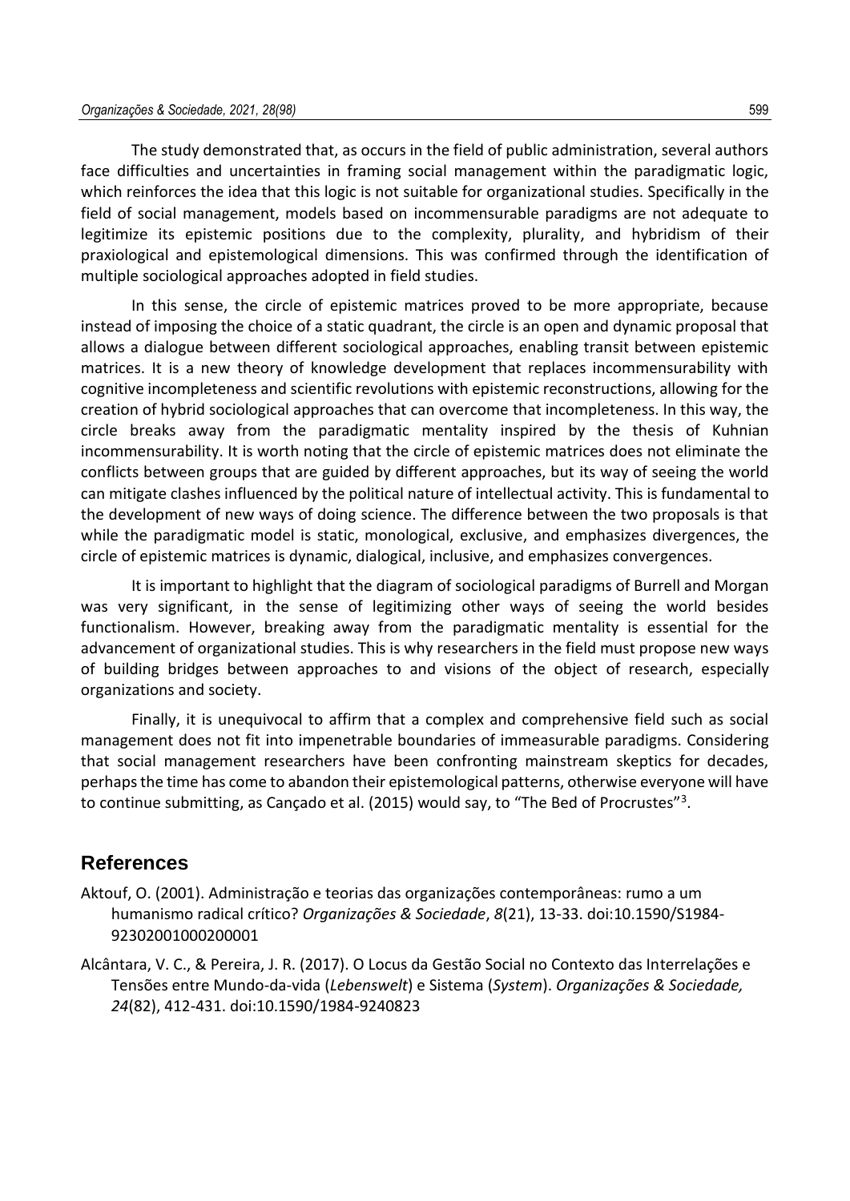The study demonstrated that, as occurs in the field of public administration, several authors face difficulties and uncertainties in framing social management within the paradigmatic logic, which reinforces the idea that this logic is not suitable for organizational studies. Specifically in the field of social management, models based on incommensurable paradigms are not adequate to legitimize its epistemic positions due to the complexity, plurality, and hybridism of their praxiological and epistemological dimensions. This was confirmed through the identification of multiple sociological approaches adopted in field studies.

In this sense, the circle of epistemic matrices proved to be more appropriate, because instead of imposing the choice of a static quadrant, the circle is an open and dynamic proposal that allows a dialogue between different sociological approaches, enabling transit between epistemic matrices. It is a new theory of knowledge development that replaces incommensurability with cognitive incompleteness and scientific revolutions with epistemic reconstructions, allowing for the creation of hybrid sociological approaches that can overcome that incompleteness. In this way, the circle breaks away from the paradigmatic mentality inspired by the thesis of Kuhnian incommensurability. It is worth noting that the circle of epistemic matrices does not eliminate the conflicts between groups that are guided by different approaches, but its way of seeing the world can mitigate clashes influenced by the political nature of intellectual activity. This is fundamental to the development of new ways of doing science. The difference between the two proposals is that while the paradigmatic model is static, monological, exclusive, and emphasizes divergences, the circle of epistemic matrices is dynamic, dialogical, inclusive, and emphasizes convergences.

It is important to highlight that the diagram of sociological paradigms of Burrell and Morgan was very significant, in the sense of legitimizing other ways of seeing the world besides functionalism. However, breaking away from the paradigmatic mentality is essential for the advancement of organizational studies. This is why researchers in the field must propose new ways of building bridges between approaches to and visions of the object of research, especially organizations and society.

Finally, it is unequivocal to affirm that a complex and comprehensive field such as social management does not fit into impenetrable boundaries of immeasurable paradigms. Considering that social management researchers have been confronting mainstream skeptics for decades, perhaps the time has come to abandon their epistemological patterns, otherwise everyone will have to continue submitting, as Cançado et al. (2015) would say, to "The Bed of Procrustes"[3].

## References

Aktouf, O. (2001). Administração e teorias das organizações contemporâneas: rumo a um humanismo radical crítico? *Organizações & Sociedade*, *8*(21), 13-33. doi:10.1590/S1984-92302001000200001

Alcântara, V. C., & Pereira, J. R. (2017). O Locus da Gestão Social no Contexto das Interrelações e Tensões entre Mundo-da-vida (*Lebenswelt*) e Sistema (*System*). *Organizações & Sociedade, 24*(82), 412-431. doi:10.1590/1984-9240823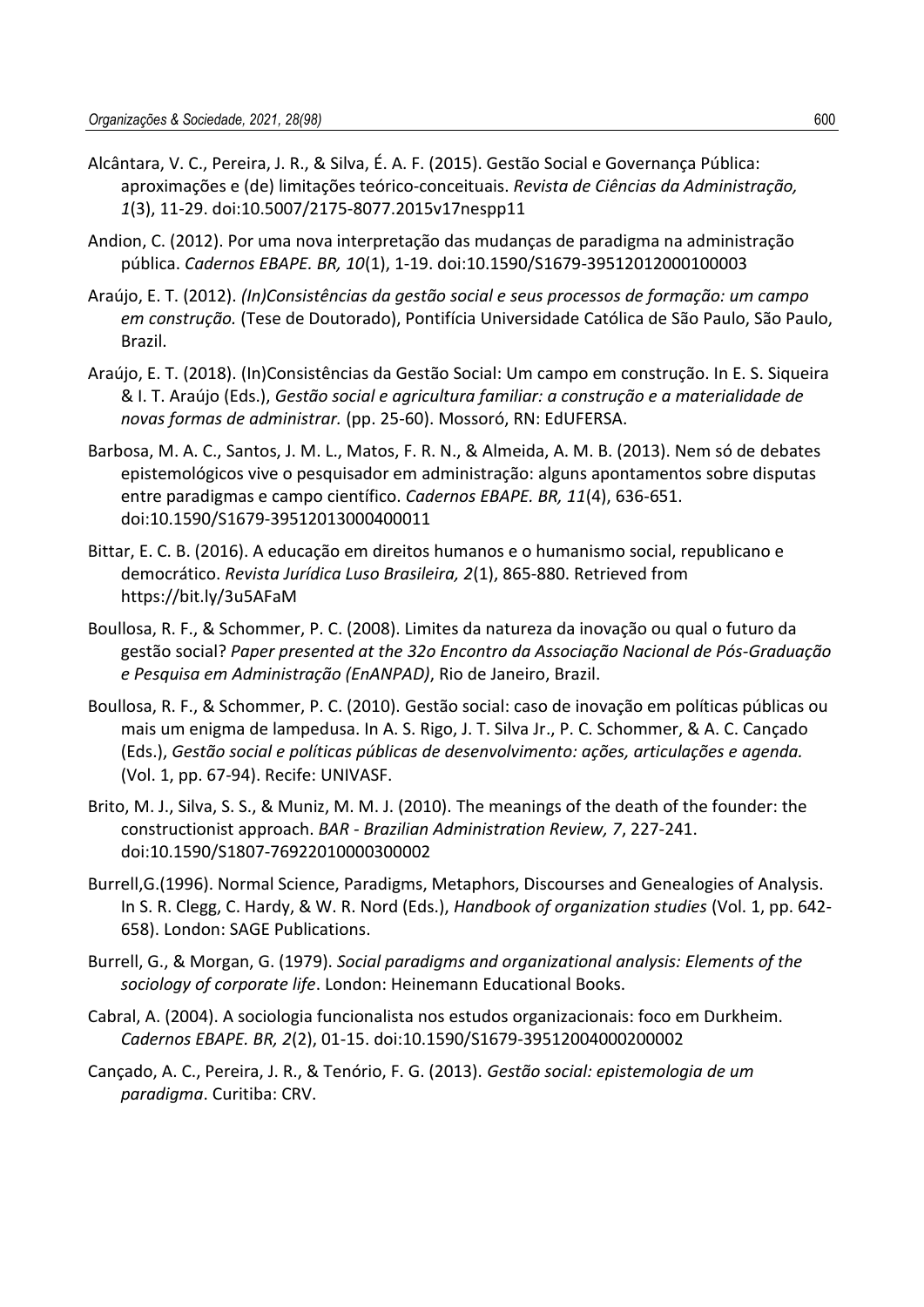Alcântara, V. C., Pereira, J. R., & Silva, É. A. F. (2015). Gestão Social e Governança Pública: aproximações e (de) limitações teórico-conceituais. *Revista de Ciências da Administração, 1*(3), 11-29. doi:10.5007/2175-8077.2015v17nespp11

Andion, C. (2012). Por uma nova interpretação das mudanças de paradigma na administração pública. *Cadernos EBAPE. BR, 10*(1), 1-19. doi:10.1590/S1679-39512012000100003

Araújo, E. T. (2012). *(In)Consistências da gestão social e seus processos de formação: um campo em construção.* (Tese de Doutorado), Pontifícia Universidade Católica de São Paulo, São Paulo, Brazil.

Araújo, E. T. (2018). (In)Consistências da Gestão Social: Um campo em construção. In E. S. Siqueira & I. T. Araújo (Eds.), *Gestão social e agricultura familiar: a construção e a materialidade de novas formas de administrar.* (pp. 25-60). Mossoró, RN: EdUFERSA.

Barbosa, M. A. C., Santos, J. M. L., Matos, F. R. N., & Almeida, A. M. B. (2013). Nem só de debates epistemológicos vive o pesquisador em administração: alguns apontamentos sobre disputas entre paradigmas e campo científico. *Cadernos EBAPE. BR, 11*(4), 636-651. doi:10.1590/S1679-39512013000400011

Bittar, E. C. B. (2016). A educação em direitos humanos e o humanismo social, republicano e democrático. *Revista Jurídica Luso Brasileira, 2*(1), 865-880. Retrieved from https://bit.ly/3u5AFaM

Boullosa, R. F., & Schommer, P. C. (2008). Limites da natureza da inovação ou qual o futuro da gestão social? *Paper presented at the 32o Encontro da Associação Nacional de Pós-Graduação e Pesquisa em Administração (EnANPAD)*, Rio de Janeiro, Brazil.

Boullosa, R. F., & Schommer, P. C. (2010). Gestão social: caso de inovação em políticas públicas ou mais um enigma de lampedusa. In A. S. Rigo, J. T. Silva Jr., P. C. Schommer, & A. C. Cançado (Eds.), *Gestão social e políticas públicas de desenvolvimento: ações, articulações e agenda.* (Vol. 1, pp. 67-94). Recife: UNIVASF.

Brito, M. J., Silva, S. S., & Muniz, M. M. J. (2010). The meanings of the death of the founder: the constructionist approach. *BAR - Brazilian Administration Review, 7*, 227-241. doi:10.1590/S1807-76922010000300002

Burrell,G.(1996). Normal Science, Paradigms, Metaphors, Discourses and Genealogies of Analysis. In S. R. Clegg, C. Hardy, & W. R. Nord (Eds.), *Handbook of organization studies* (Vol. 1, pp. 642-658). London: SAGE Publications.

Burrell, G., & Morgan, G. (1979). *Social paradigms and organizational analysis: Elements of the sociology of corporate life*. London: Heinemann Educational Books.

Cabral, A. (2004). A sociologia funcionalista nos estudos organizacionais: foco em Durkheim. *Cadernos EBAPE. BR, 2*(2), 01-15. doi:10.1590/S1679-39512004000200002

Cançado, A. C., Pereira, J. R., & Tenório, F. G. (2013). *Gestão social: epistemologia de um paradigma*. Curitiba: CRV.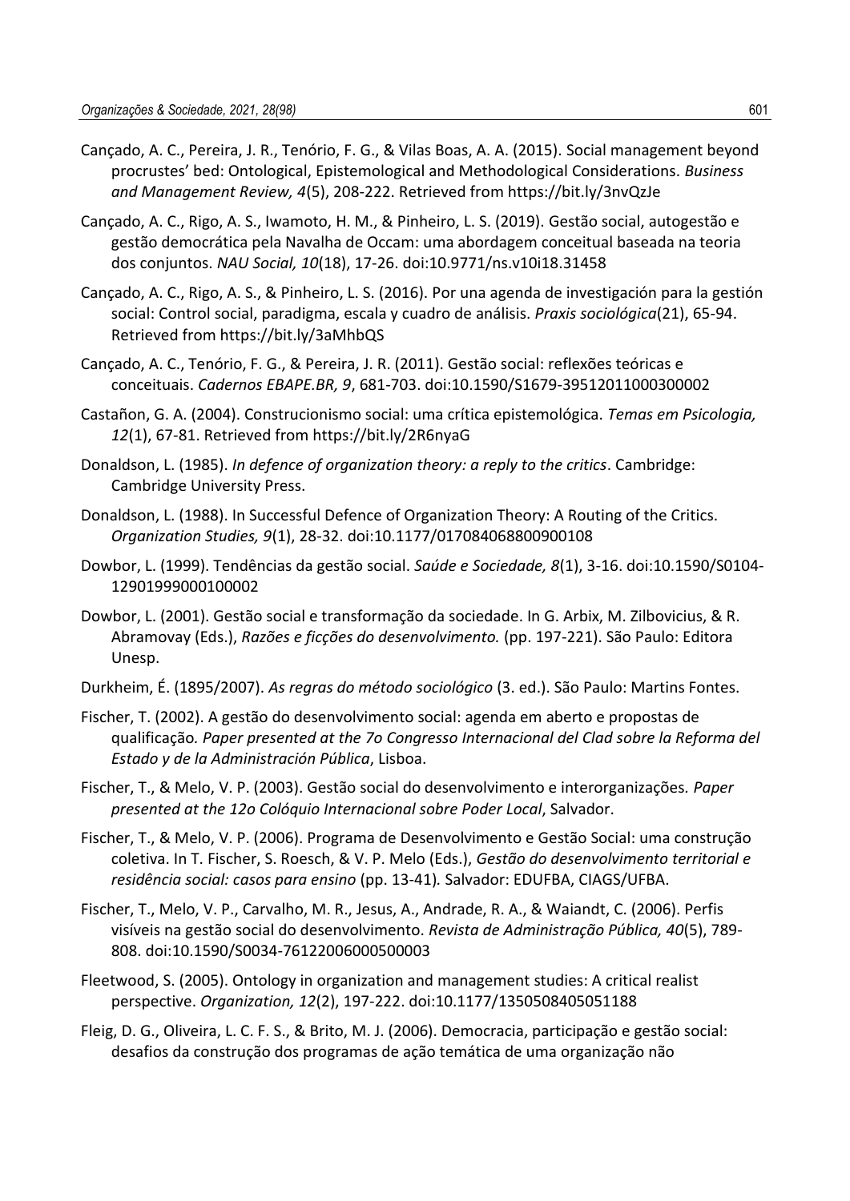Cançado, A. C., Pereira, J. R., Tenório, F. G., & Vilas Boas, A. A. (2015). Social management beyond procrustes' bed: Ontological, Epistemological and Methodological Considerations. *Business and Management Review, 4*(5), 208-222. Retrieved from https://bit.ly/3nvQzJe

Cançado, A. C., Rigo, A. S., Iwamoto, H. M., & Pinheiro, L. S. (2019). Gestão social, autogestão e gestão democrática pela Navalha de Occam: uma abordagem conceitual baseada na teoria dos conjuntos. *NAU Social, 10*(18), 17-26. doi:10.9771/ns.v10i18.31458

Cançado, A. C., Rigo, A. S., & Pinheiro, L. S. (2016). Por una agenda de investigación para la gestión social: Control social, paradigma, escala y cuadro de análisis. *Praxis sociológica*(21), 65-94. Retrieved from https://bit.ly/3aMhbQS

Cançado, A. C., Tenório, F. G., & Pereira, J. R. (2011). Gestão social: reflexões teóricas e conceituais. *Cadernos EBAPE.BR, 9*, 681-703. doi:10.1590/S1679-39512011000300002

Castañon, G. A. (2004). Construcionismo social: uma crítica epistemológica. *Temas em Psicologia, 12*(1), 67-81. Retrieved from https://bit.ly/2R6nyaG

Donaldson, L. (1985). *In defence of organization theory: a reply to the critics*. Cambridge: Cambridge University Press.

Donaldson, L. (1988). In Successful Defence of Organization Theory: A Routing of the Critics. *Organization Studies, 9*(1), 28-32. doi:10.1177/017084068800900108

Dowbor, L. (1999). Tendências da gestão social. *Saúde e Sociedade, 8*(1), 3-16. doi:10.1590/S0104-12901999000100002

Dowbor, L. (2001). Gestão social e transformação da sociedade. In G. Arbix, M. Zilbovicius, & R. Abramovay (Eds.), *Razões e ficções do desenvolvimento.* (pp. 197-221). São Paulo: Editora Unesp.

Durkheim, É. (1895/2007). *As regras do método sociológico* (3. ed.). São Paulo: Martins Fontes.

Fischer, T. (2002). A gestão do desenvolvimento social: agenda em aberto e propostas de qualificação*. Paper presented at the 7o Congresso Internacional del Clad sobre la Reforma del Estado y de la Administración Pública*, Lisboa.

Fischer, T., & Melo, V. P. (2003). Gestão social do desenvolvimento e interorganizações*. Paper presented at the 12o Colóquio Internacional sobre Poder Local*, Salvador.

Fischer, T., & Melo, V. P. (2006). Programa de Desenvolvimento e Gestão Social: uma construção coletiva. In T. Fischer, S. Roesch, & V. P. Melo (Eds.), *Gestão do desenvolvimento territorial e residência social: casos para ensino* (pp. 13-41)*.* Salvador: EDUFBA, CIAGS/UFBA.

Fischer, T., Melo, V. P., Carvalho, M. R., Jesus, A., Andrade, R. A., & Waiandt, C. (2006). Perfis visíveis na gestão social do desenvolvimento. *Revista de Administração Pública, 40*(5), 789-808. doi:10.1590/S0034-76122006000500003

Fleetwood, S. (2005). Ontology in organization and management studies: A critical realist perspective. *Organization, 12*(2), 197-222. doi:10.1177/1350508405051188

Fleig, D. G., Oliveira, L. C. F. S., & Brito, M. J. (2006). Democracia, participação e gestão social: desafios da construção dos programas de ação temática de uma organização não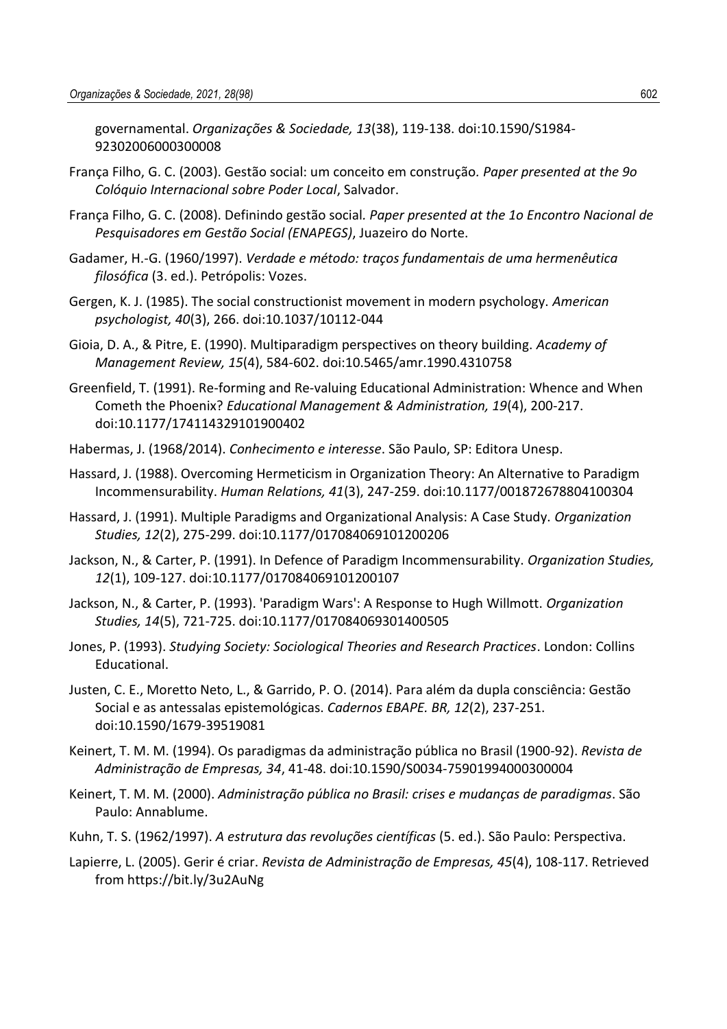governamental. *Organizações & Sociedade, 13*(38), 119-138. doi:10.1590/S1984-92302006000300008

França Filho, G. C. (2003). Gestão social: um conceito em construção. *Paper presented at the 9o Colóquio Internacional sobre Poder Local*, Salvador.

França Filho, G. C. (2008). Definindo gestão social. *Paper presented at the 1o Encontro Nacional de Pesquisadores em Gestão Social (ENAPEGS)*, Juazeiro do Norte.

Gadamer, H.-G. (1960/1997). *Verdade e método: traços fundamentais de uma hermenêutica filosófica* (3. ed.). Petrópolis: Vozes.

Gergen, K. J. (1985). The social constructionist movement in modern psychology. *American psychologist, 40*(3), 266. doi:10.1037/10112-044

Gioia, D. A., & Pitre, E. (1990). Multiparadigm perspectives on theory building. *Academy of Management Review, 15*(4), 584-602. doi:10.5465/amr.1990.4310758

Greenfield, T. (1991). Re-forming and Re-valuing Educational Administration: Whence and When Cometh the Phoenix? *Educational Management & Administration, 19*(4), 200-217. doi:10.1177/174114329101900402

Habermas, J. (1968/2014). *Conhecimento e interesse*. São Paulo, SP: Editora Unesp.

Hassard, J. (1988). Overcoming Hermeticism in Organization Theory: An Alternative to Paradigm Incommensurability. *Human Relations, 41*(3), 247-259. doi:10.1177/001872678804100304

Hassard, J. (1991). Multiple Paradigms and Organizational Analysis: A Case Study. *Organization Studies, 12*(2), 275-299. doi:10.1177/017084069101200206

Jackson, N., & Carter, P. (1991). In Defence of Paradigm Incommensurability. *Organization Studies, 12*(1), 109-127. doi:10.1177/017084069101200107

Jackson, N., & Carter, P. (1993). 'Paradigm Wars': A Response to Hugh Willmott. *Organization Studies, 14*(5), 721-725. doi:10.1177/017084069301400505

Jones, P. (1993). *Studying Society: Sociological Theories and Research Practices*. London: Collins Educational.

Justen, C. E., Moretto Neto, L., & Garrido, P. O. (2014). Para além da dupla consciência: Gestão Social e as antessalas epistemológicas. *Cadernos EBAPE. BR, 12*(2), 237-251. doi:10.1590/1679-39519081

Keinert, T. M. M. (1994). Os paradigmas da administração pública no Brasil (1900-92). *Revista de Administração de Empresas, 34*, 41-48. doi:10.1590/S0034-75901994000300004

Keinert, T. M. M. (2000). *Administração pública no Brasil: crises e mudanças de paradigmas*. São Paulo: Annablume.

Kuhn, T. S. (1962/1997). *A estrutura das revoluções científicas* (5. ed.). São Paulo: Perspectiva.

Lapierre, L. (2005). Gerir é criar. *Revista de Administração de Empresas, 45*(4), 108-117. Retrieved from https://bit.ly/3u2AuNg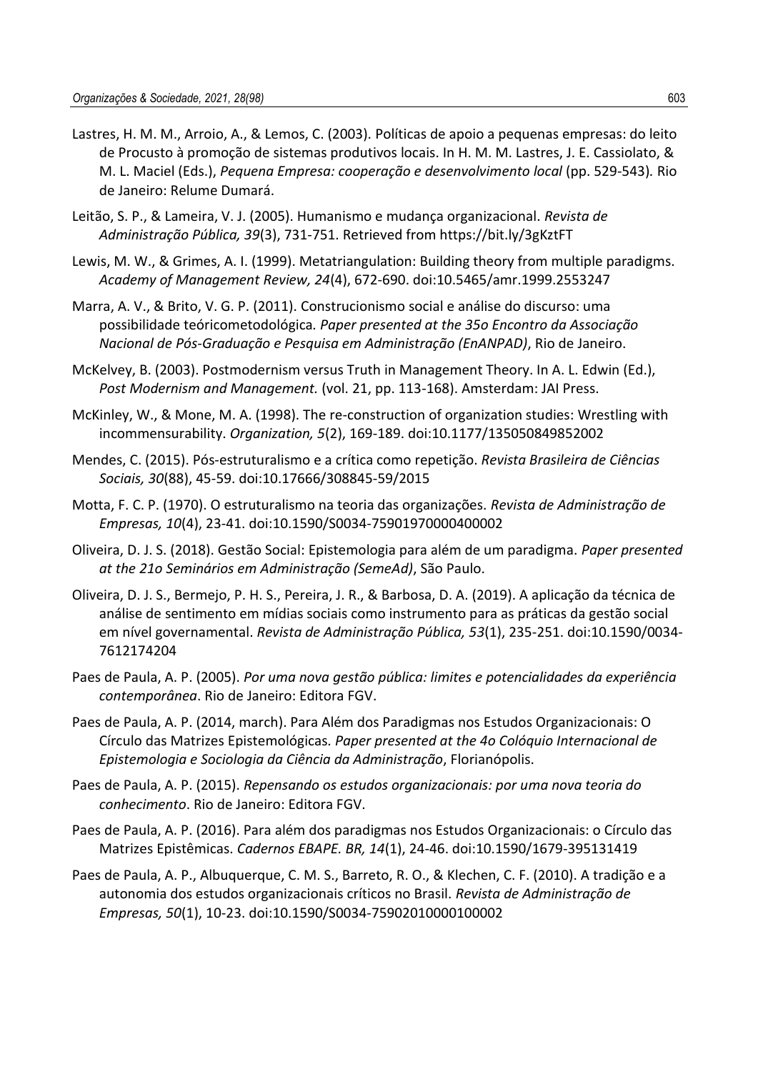Lastres, H. M. M., Arroio, A., & Lemos, C. (2003). Políticas de apoio a pequenas empresas: do leito de Procusto à promoção de sistemas produtivos locais. In H. M. M. Lastres, J. E. Cassiolato, & M. L. Maciel (Eds.), *Pequena Empresa: cooperação e desenvolvimento local* (pp. 529-543)*.* Rio de Janeiro: Relume Dumará.

Leitão, S. P., & Lameira, V. J. (2005). Humanismo e mudança organizacional. *Revista de Administração Pública, 39*(3), 731-751. Retrieved from https://bit.ly/3gKztFT

Lewis, M. W., & Grimes, A. I. (1999). Metatriangulation: Building theory from multiple paradigms. *Academy of Management Review, 24*(4), 672-690. doi:10.5465/amr.1999.2553247

Marra, A. V., & Brito, V. G. P. (2011). Construcionismo social e análise do discurso: uma possibilidade teóricometodológica*. Paper presented at the 35o Encontro da Associação Nacional de Pós-Graduação e Pesquisa em Administração (EnANPAD)*, Rio de Janeiro.

McKelvey, B. (2003). Postmodernism versus Truth in Management Theory. In A. L. Edwin (Ed.), *Post Modernism and Management.* (vol. 21, pp. 113-168). Amsterdam: JAI Press.

McKinley, W., & Mone, M. A. (1998). The re-construction of organization studies: Wrestling with incommensurability. *Organization, 5*(2), 169-189. doi:10.1177/135050849852002

Mendes, C. (2015). Pós-estruturalismo e a crítica como repetição. *Revista Brasileira de Ciências Sociais, 30*(88), 45-59. doi:10.17666/308845-59/2015

Motta, F. C. P. (1970). O estruturalismo na teoria das organizações. *Revista de Administração de Empresas, 10*(4), 23-41. doi:10.1590/S0034-75901970000400002

Oliveira, D. J. S. (2018). Gestão Social: Epistemologia para além de um paradigma. *Paper presented at the 21o Seminários em Administração (SemeAd)*, São Paulo.

Oliveira, D. J. S., Bermejo, P. H. S., Pereira, J. R., & Barbosa, D. A. (2019). A aplicação da técnica de análise de sentimento em mídias sociais como instrumento para as práticas da gestão social em nível governamental. *Revista de Administração Pública, 53*(1), 235-251. doi:10.1590/0034-7612174204

Paes de Paula, A. P. (2005). *Por uma nova gestão pública: limites e potencialidades da experiência contemporânea*. Rio de Janeiro: Editora FGV.

Paes de Paula, A. P. (2014, march). Para Além dos Paradigmas nos Estudos Organizacionais: O Círculo das Matrizes Epistemológicas*. Paper presented at the 4o Colóquio Internacional de Epistemologia e Sociologia da Ciência da Administração*, Florianópolis.

Paes de Paula, A. P. (2015). *Repensando os estudos organizacionais: por uma nova teoria do conhecimento*. Rio de Janeiro: Editora FGV.

Paes de Paula, A. P. (2016). Para além dos paradigmas nos Estudos Organizacionais: o Círculo das Matrizes Epistêmicas. *Cadernos EBAPE. BR, 14*(1), 24-46. doi:10.1590/1679-395131419

Paes de Paula, A. P., Albuquerque, C. M. S., Barreto, R. O., & Klechen, C. F. (2010). A tradição e a autonomia dos estudos organizacionais críticos no Brasil. *Revista de Administração de Empresas, 50*(1), 10-23. doi:10.1590/S0034-75902010000100002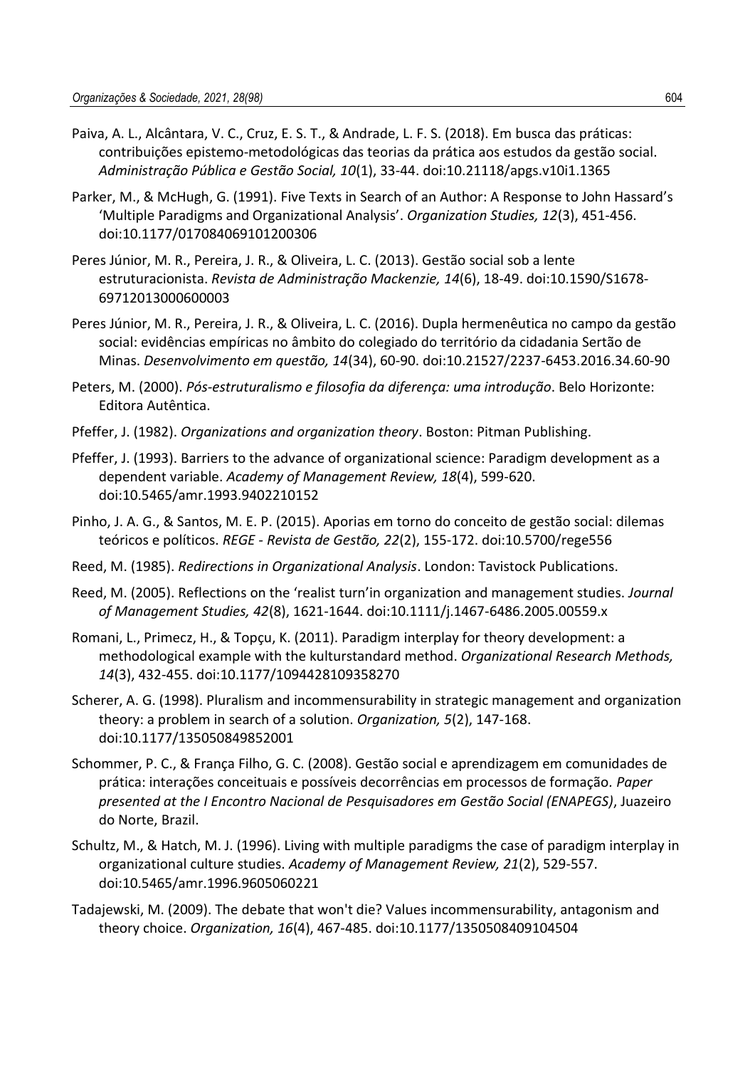Paiva, A. L., Alcântara, V. C., Cruz, E. S. T., & Andrade, L. F. S. (2018). Em busca das práticas: contribuições epistemo-metodológicas das teorias da prática aos estudos da gestão social. *Administração Pública e Gestão Social, 10*(1), 33-44. doi:10.21118/apgs.v10i1.1365

Parker, M., & McHugh, G. (1991). Five Texts in Search of an Author: A Response to John Hassard's 'Multiple Paradigms and Organizational Analysis'. *Organization Studies, 12*(3), 451-456. doi:10.1177/017084069101200306

Peres Júnior, M. R., Pereira, J. R., & Oliveira, L. C. (2013). Gestão social sob a lente estruturacionista. *Revista de Administração Mackenzie, 14*(6), 18-49. doi:10.1590/S1678-69712013000600003

Peres Júnior, M. R., Pereira, J. R., & Oliveira, L. C. (2016). Dupla hermenêutica no campo da gestão social: evidências empíricas no âmbito do colegiado do território da cidadania Sertão de Minas. *Desenvolvimento em questão, 14*(34), 60-90. doi:10.21527/2237-6453.2016.34.60-90

Peters, M. (2000). *Pós-estruturalismo e filosofia da diferença: uma introdução*. Belo Horizonte: Editora Autêntica.

Pfeffer, J. (1982). *Organizations and organization theory*. Boston: Pitman Publishing.

Pfeffer, J. (1993). Barriers to the advance of organizational science: Paradigm development as a dependent variable. *Academy of Management Review, 18*(4), 599-620. doi:10.5465/amr.1993.9402210152

Pinho, J. A. G., & Santos, M. E. P. (2015). Aporias em torno do conceito de gestão social: dilemas teóricos e políticos. *REGE - Revista de Gestão, 22*(2), 155-172. doi:10.5700/rege556

Reed, M. (1985). *Redirections in Organizational Analysis*. London: Tavistock Publications.

Reed, M. (2005). Reflections on the 'realist turn'in organization and management studies. *Journal of Management Studies, 42*(8), 1621-1644. doi:10.1111/j.1467-6486.2005.00559.x

Romani, L., Primecz, H., & Topçu, K. (2011). Paradigm interplay for theory development: a methodological example with the kulturstandard method. *Organizational Research Methods, 14*(3), 432-455. doi:10.1177/1094428109358270

Scherer, A. G. (1998). Pluralism and incommensurability in strategic management and organization theory: a problem in search of a solution. *Organization, 5*(2), 147-168. doi:10.1177/135050849852001

Schommer, P. C., & França Filho, G. C. (2008). Gestão social e aprendizagem em comunidades de prática: interações conceituais e possíveis decorrências em processos de formação. *Paper presented at the I Encontro Nacional de Pesquisadores em Gestão Social (ENAPEGS)*, Juazeiro do Norte, Brazil.

Schultz, M., & Hatch, M. J. (1996). Living with multiple paradigms the case of paradigm interplay in organizational culture studies. *Academy of Management Review, 21*(2), 529-557. doi:10.5465/amr.1996.9605060221

Tadajewski, M. (2009). The debate that won't die? Values incommensurability, antagonism and theory choice. *Organization, 16*(4), 467-485. doi:10.1177/1350508409104504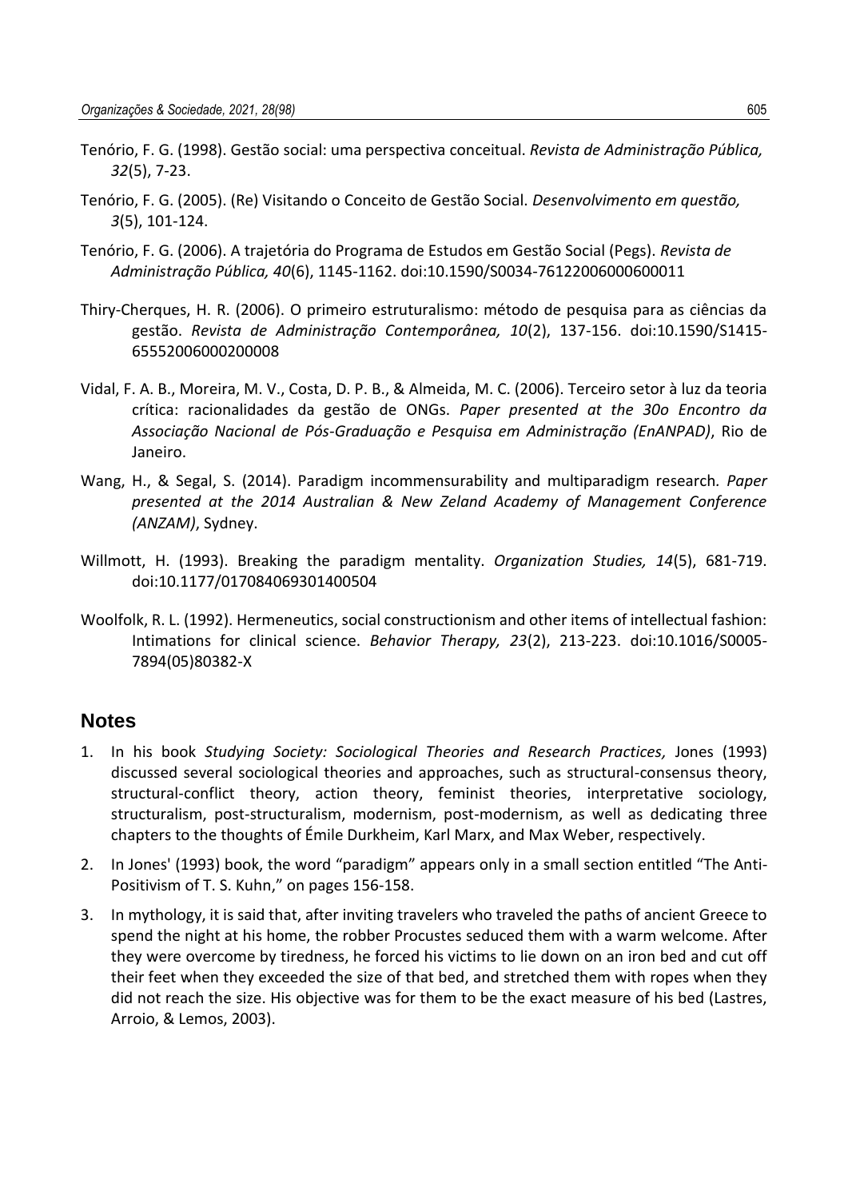Tenório, F. G. (1998). Gestão social: uma perspectiva conceitual. *Revista de Administração Pública, 32*(5), 7-23.

Tenório, F. G. (2005). (Re) Visitando o Conceito de Gestão Social. *Desenvolvimento em questão, 3*(5), 101-124.

Tenório, F. G. (2006). A trajetória do Programa de Estudos em Gestão Social (Pegs). *Revista de Administração Pública, 40*(6), 1145-1162. doi:10.1590/S0034-76122006000600011

Thiry-Cherques, H. R. (2006). O primeiro estruturalismo: método de pesquisa para as ciências da gestão. *Revista de Administração Contemporânea, 10*(2), 137-156. doi:10.1590/S1415-65552006000200008

Vidal, F. A. B., Moreira, M. V., Costa, D. P. B., & Almeida, M. C. (2006). Terceiro setor à luz da teoria crítica: racionalidades da gestão de ONGs. *Paper presented at the 30o Encontro da Associação Nacional de Pós-Graduação e Pesquisa em Administração (EnANPAD)*, Rio de Janeiro.

Wang, H., & Segal, S. (2014). Paradigm incommensurability and multiparadigm research*. Paper presented at the 2014 Australian & New Zeland Academy of Management Conference (ANZAM)*, Sydney.

Willmott, H. (1993). Breaking the paradigm mentality. *Organization Studies, 14*(5), 681-719. doi:10.1177/017084069301400504

Woolfolk, R. L. (1992). Hermeneutics, social constructionism and other items of intellectual fashion: Intimations for clinical science. *Behavior Therapy, 23*(2), 213-223. doi:10.1016/S0005-7894(05)80382-X

## Notes

1. In his book *Studying Society: Sociological Theories and Research Practices,* Jones (1993) discussed several sociological theories and approaches, such as structural-consensus theory, structural-conflict theory, action theory, feminist theories, interpretative sociology, structuralism, post-structuralism, modernism, post-modernism, as well as dedicating three chapters to the thoughts of Émile Durkheim, Karl Marx, and Max Weber, respectively.
2. In Jones' (1993) book, the word "paradigm" appears only in a small section entitled "The Anti-Positivism of T. S. Kuhn," on pages 156-158.
3. In mythology, it is said that, after inviting travelers who traveled the paths of ancient Greece to spend the night at his home, the robber Procustes seduced them with a warm welcome. After they were overcome by tiredness, he forced his victims to lie down on an iron bed and cut off their feet when they exceeded the size of that bed, and stretched them with ropes when they did not reach the size. His objective was for them to be the exact measure of his bed (Lastres, Arroio, & Lemos, 2003).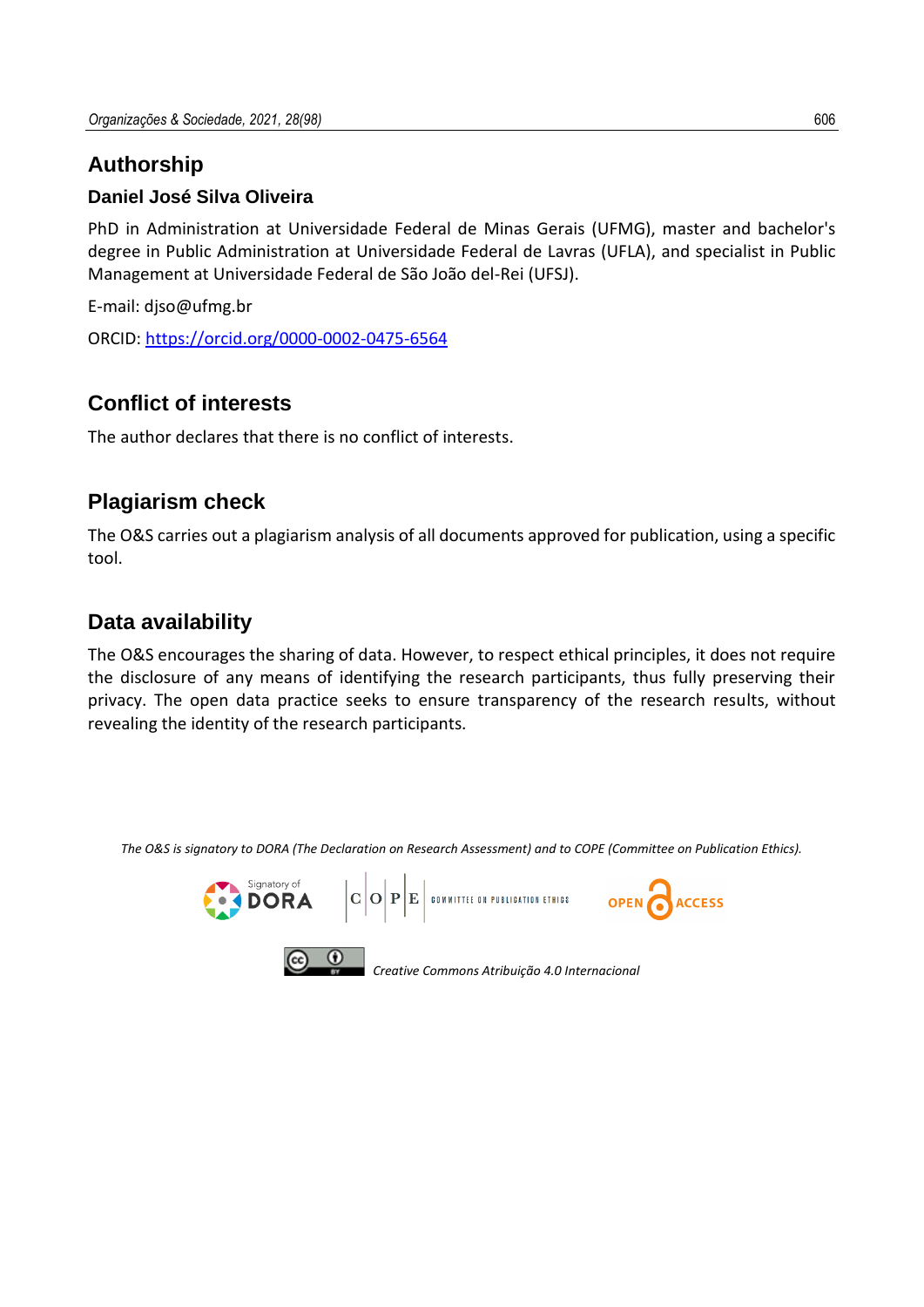## Authorship

### Daniel José Silva Oliveira

PhD in Administration at Universidade Federal de Minas Gerais (UFMG), master and bachelor's degree in Public Administration at Universidade Federal de Lavras (UFLA), and specialist in Public Management at Universidade Federal de São João del-Rei (UFSJ).

E-mail: djso@ufmg.br

ORCID: https://orcid.org/0000-0002-0475-6564

## Conflict of interests

The author declares that there is no conflict of interests.

## Plagiarism check

The O&S carries out a plagiarism analysis of all documents approved for publication, using a specific tool.

## Data availability

The O&S encourages the sharing of data. However, to respect ethical principles, it does not require the disclosure of any means of identifying the research participants, thus fully preserving their privacy. The open data practice seeks to ensure transparency of the research results, without revealing the identity of the research participants.

*The O&S is signatory to DORA (The Declaration on Research Assessment) and to COPE (Committee on Publication Ethics).*

*Creative Commons Atribuição 4.0 Internacional*